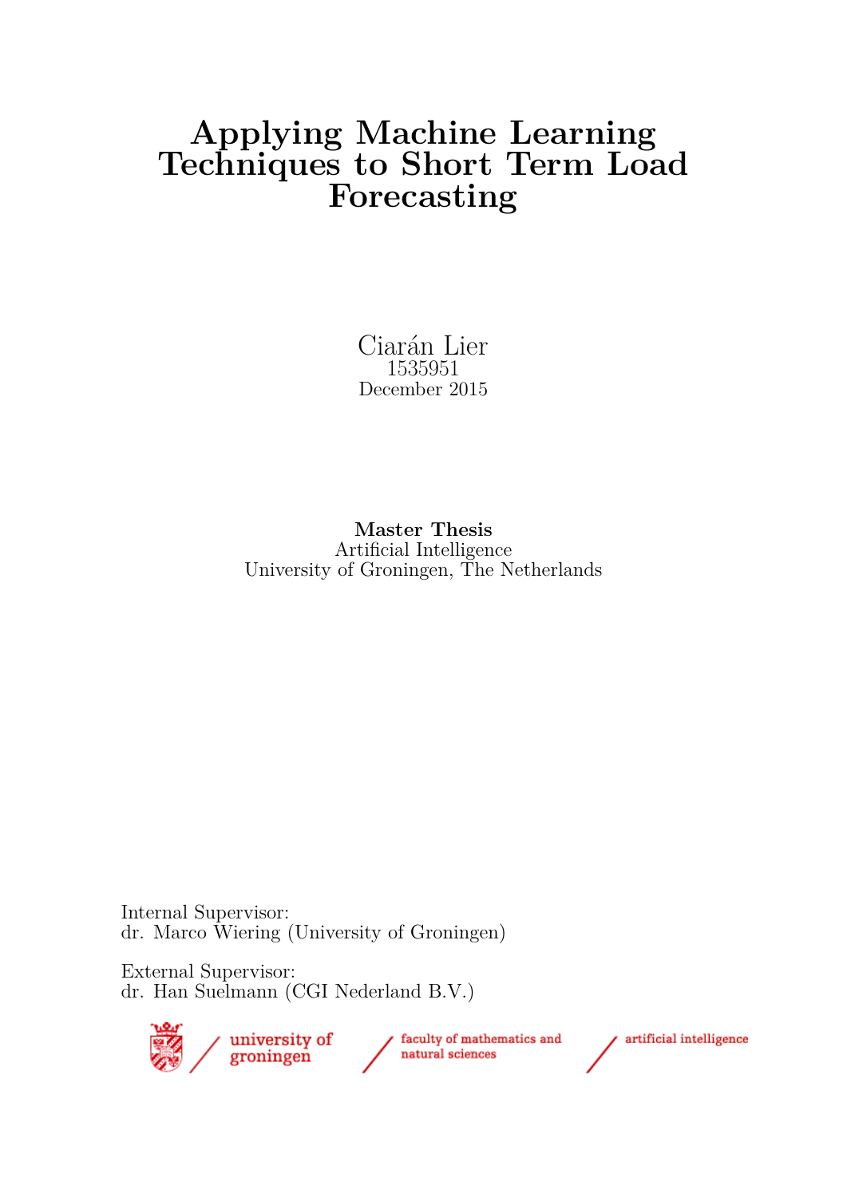# Applying Machine Learning Techniques to Short Term Load Forecasting

Ciarán Lier
1535951
December 2015

**Master Thesis**
Artificial Intelligence
University of Groningen, The Netherlands

Internal Supervisor:
dr. Marco Wiering (University of Groningen)

External Supervisor:
dr. Han Suelmann (CGI Nederland B.V.)

university of groningen / faculty of mathematics and natural sciences / artificial intelligence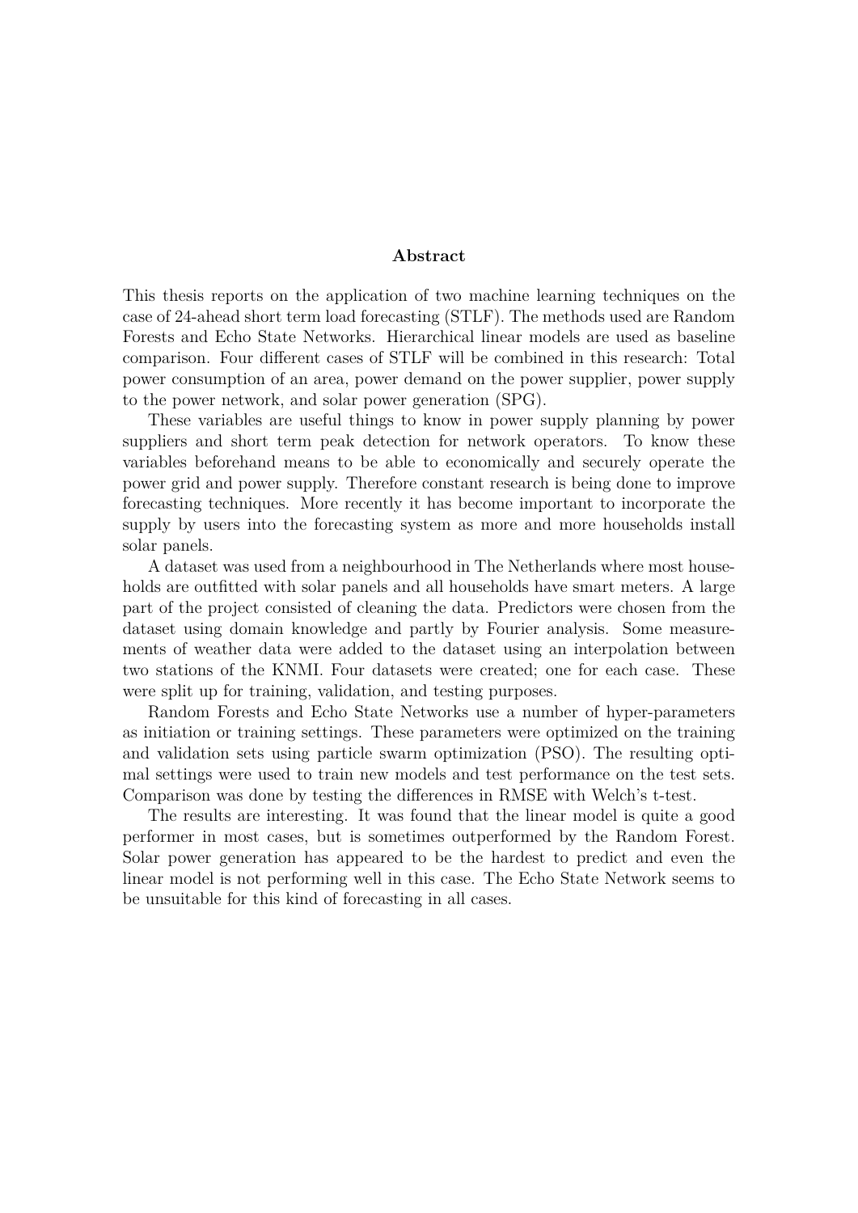## Abstract

This thesis reports on the application of two machine learning techniques on the case of 24-ahead short term load forecasting (STLF). The methods used are Random Forests and Echo State Networks. Hierarchical linear models are used as baseline comparison. Four different cases of STLF will be combined in this research: Total power consumption of an area, power demand on the power supplier, power supply to the power network, and solar power generation (SPG).

These variables are useful things to know in power supply planning by power suppliers and short term peak detection for network operators. To know these variables beforehand means to be able to economically and securely operate the power grid and power supply. Therefore constant research is being done to improve forecasting techniques. More recently it has become important to incorporate the supply by users into the forecasting system as more and more households install solar panels.

A dataset was used from a neighbourhood in The Netherlands where most households are outfitted with solar panels and all households have smart meters. A large part of the project consisted of cleaning the data. Predictors were chosen from the dataset using domain knowledge and partly by Fourier analysis. Some measurements of weather data were added to the dataset using an interpolation between two stations of the KNMI. Four datasets were created; one for each case. These were split up for training, validation, and testing purposes.

Random Forests and Echo State Networks use a number of hyper-parameters as initiation or training settings. These parameters were optimized on the training and validation sets using particle swarm optimization (PSO). The resulting optimal settings were used to train new models and test performance on the test sets. Comparison was done by testing the differences in RMSE with Welch's t-test.

The results are interesting. It was found that the linear model is quite a good performer in most cases, but is sometimes outperformed by the Random Forest. Solar power generation has appeared to be the hardest to predict and even the linear model is not performing well in this case. The Echo State Network seems to be unsuitable for this kind of forecasting in all cases.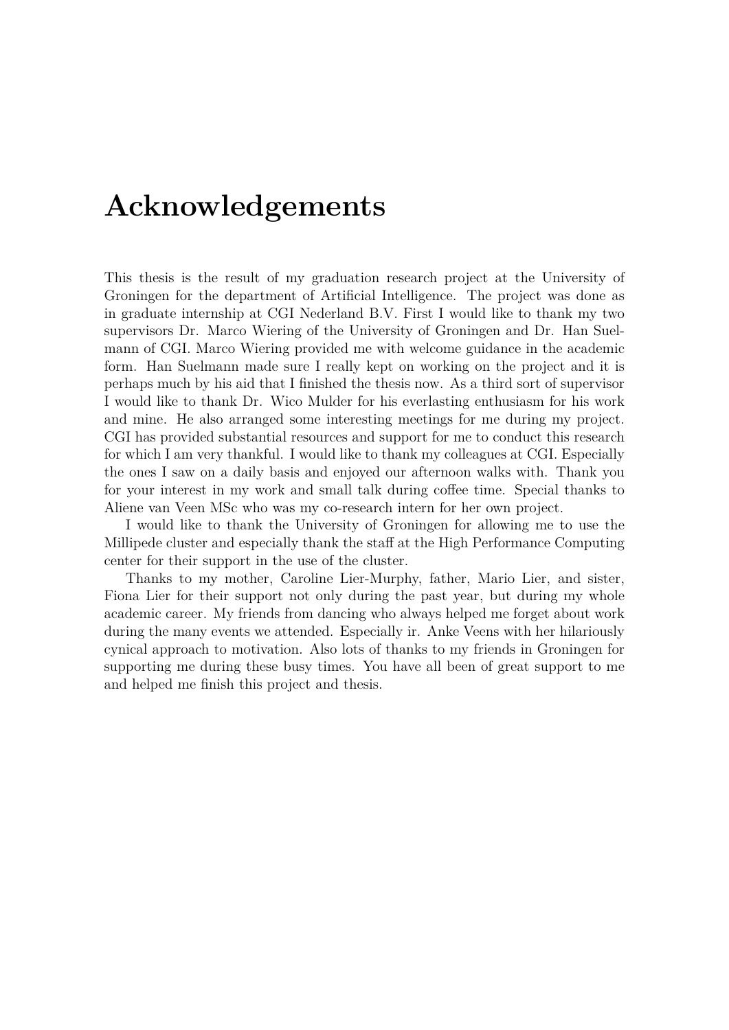# Acknowledgements

This thesis is the result of my graduation research project at the University of Groningen for the department of Artificial Intelligence. The project was done as in graduate internship at CGI Nederland B.V. First I would like to thank my two supervisors Dr. Marco Wiering of the University of Groningen and Dr. Han Suelmann of CGI. Marco Wiering provided me with welcome guidance in the academic form. Han Suelmann made sure I really kept on working on the project and it is perhaps much by his aid that I finished the thesis now. As a third sort of supervisor I would like to thank Dr. Wico Mulder for his everlasting enthusiasm for his work and mine. He also arranged some interesting meetings for me during my project. CGI has provided substantial resources and support for me to conduct this research for which I am very thankful. I would like to thank my colleagues at CGI. Especially the ones I saw on a daily basis and enjoyed our afternoon walks with. Thank you for your interest in my work and small talk during coffee time. Special thanks to Aliene van Veen MSc who was my co-research intern for her own project.

I would like to thank the University of Groningen for allowing me to use the Millipede cluster and especially thank the staff at the High Performance Computing center for their support in the use of the cluster.

Thanks to my mother, Caroline Lier-Murphy, father, Mario Lier, and sister, Fiona Lier for their support not only during the past year, but during my whole academic career. My friends from dancing who always helped me forget about work during the many events we attended. Especially ir. Anke Veens with her hilariously cynical approach to motivation. Also lots of thanks to my friends in Groningen for supporting me during these busy times. You have all been of great support to me and helped me finish this project and thesis.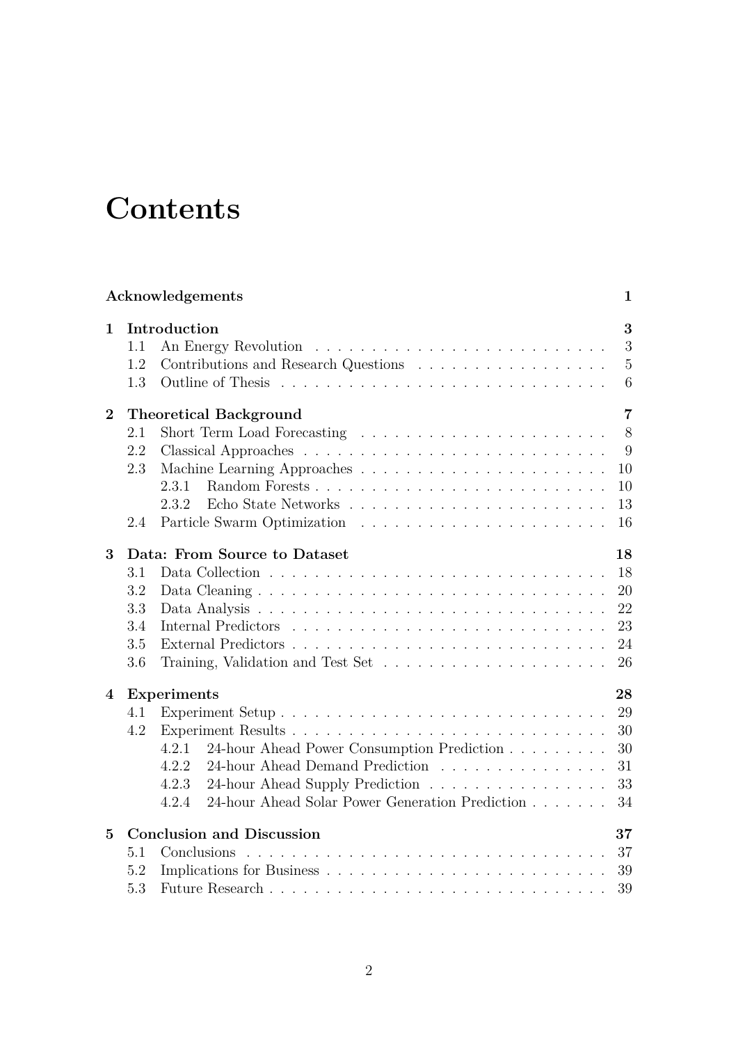# Contents

**Acknowledgements** **1**

**1 Introduction** **3**
- 1.1 An Energy Revolution 3
- 1.2 Contributions and Research Questions 5
- 1.3 Outline of Thesis 6

**2 Theoretical Background** **7**
- 2.1 Short Term Load Forecasting 8
- 2.2 Classical Approaches 9
- 2.3 Machine Learning Approaches 10
  - 2.3.1 Random Forests 10
  - 2.3.2 Echo State Networks 13
- 2.4 Particle Swarm Optimization 16

**3 Data: From Source to Dataset** **18**
- 3.1 Data Collection 18
- 3.2 Data Cleaning 20
- 3.3 Data Analysis 22
- 3.4 Internal Predictors 23
- 3.5 External Predictors 24
- 3.6 Training, Validation and Test Set 26

**4 Experiments** **28**
- 4.1 Experiment Setup 29
- 4.2 Experiment Results 30
  - 4.2.1 24-hour Ahead Power Consumption Prediction 30
  - 4.2.2 24-hour Ahead Demand Prediction 31
  - 4.2.3 24-hour Ahead Supply Prediction 33
  - 4.2.4 24-hour Ahead Solar Power Generation Prediction 34

**5 Conclusion and Discussion** **37**
- 5.1 Conclusions 37
- 5.2 Implications for Business 39
- 5.3 Future Research 39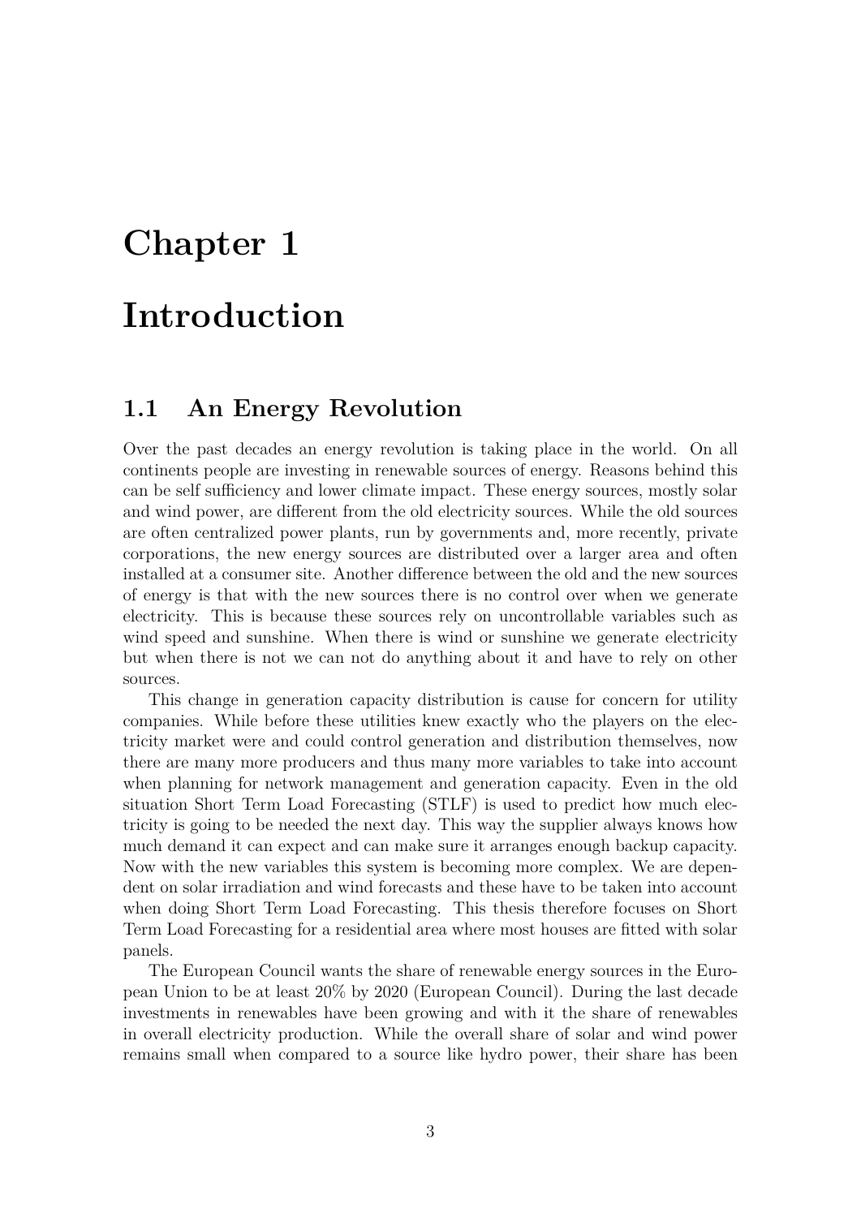# Chapter 1

# Introduction

## 1.1 An Energy Revolution

Over the past decades an energy revolution is taking place in the world. On all continents people are investing in renewable sources of energy. Reasons behind this can be self sufficiency and lower climate impact. These energy sources, mostly solar and wind power, are different from the old electricity sources. While the old sources are often centralized power plants, run by governments and, more recently, private corporations, the new energy sources are distributed over a larger area and often installed at a consumer site. Another difference between the old and the new sources of energy is that with the new sources there is no control over when we generate electricity. This is because these sources rely on uncontrollable variables such as wind speed and sunshine. When there is wind or sunshine we generate electricity but when there is not we can not do anything about it and have to rely on other sources.

This change in generation capacity distribution is cause for concern for utility companies. While before these utilities knew exactly who the players on the electricity market were and could control generation and distribution themselves, now there are many more producers and thus many more variables to take into account when planning for network management and generation capacity. Even in the old situation Short Term Load Forecasting (STLF) is used to predict how much electricity is going to be needed the next day. This way the supplier always knows how much demand it can expect and can make sure it arranges enough backup capacity. Now with the new variables this system is becoming more complex. We are dependent on solar irradiation and wind forecasts and these have to be taken into account when doing Short Term Load Forecasting. This thesis therefore focuses on Short Term Load Forecasting for a residential area where most houses are fitted with solar panels.

The European Council wants the share of renewable energy sources in the European Union to be at least 20% by 2020 (European Council). During the last decade investments in renewables have been growing and with it the share of renewables in overall electricity production. While the overall share of solar and wind power remains small when compared to a source like hydro power, their share has been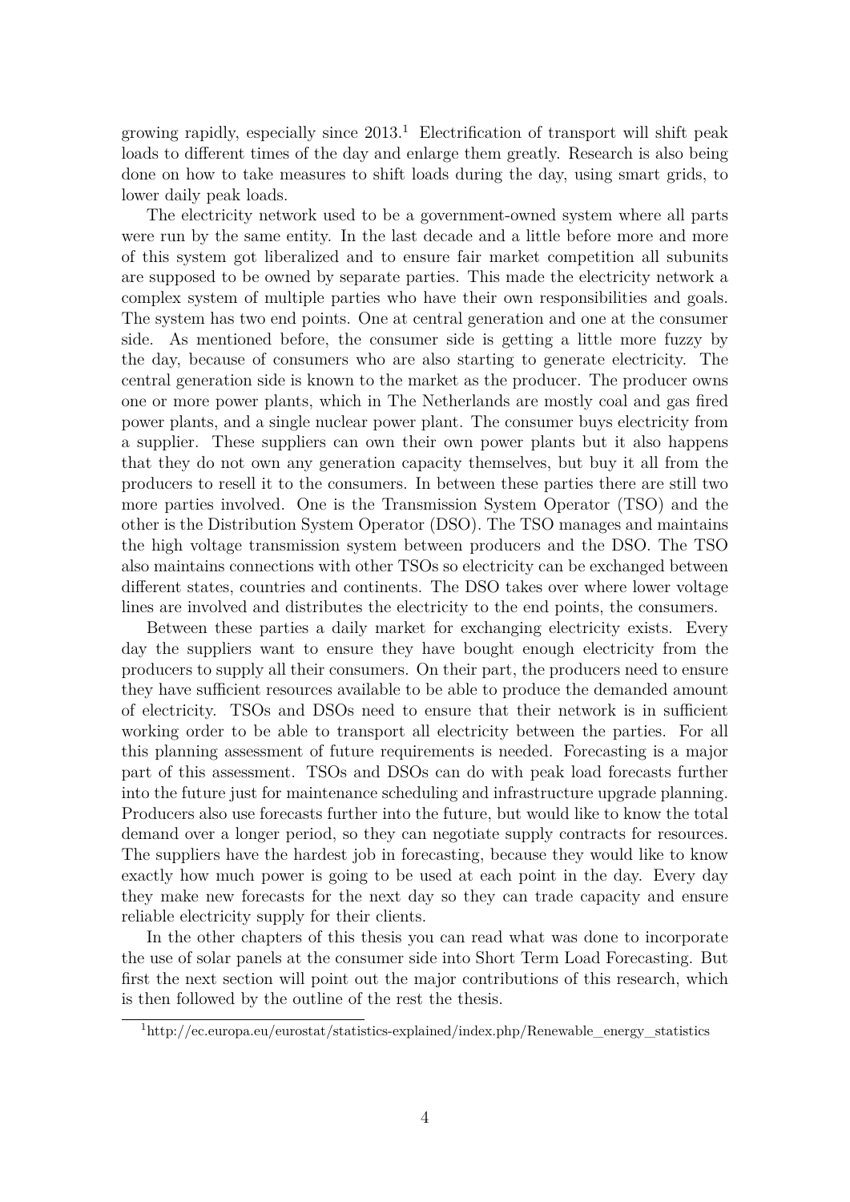growing rapidly, especially since 2013.[1] Electrification of transport will shift peak loads to different times of the day and enlarge them greatly. Research is also being done on how to take measures to shift loads during the day, using smart grids, to lower daily peak loads.

The electricity network used to be a government-owned system where all parts were run by the same entity. In the last decade and a little before more and more of this system got liberalized and to ensure fair market competition all subunits are supposed to be owned by separate parties. This made the electricity network a complex system of multiple parties who have their own responsibilities and goals. The system has two end points. One at central generation and one at the consumer side. As mentioned before, the consumer side is getting a little more fuzzy by the day, because of consumers who are also starting to generate electricity. The central generation side is known to the market as the producer. The producer owns one or more power plants, which in The Netherlands are mostly coal and gas fired power plants, and a single nuclear power plant. The consumer buys electricity from a supplier. These suppliers can own their own power plants but it also happens that they do not own any generation capacity themselves, but buy it all from the producers to resell it to the consumers. In between these parties there are still two more parties involved. One is the Transmission System Operator (TSO) and the other is the Distribution System Operator (DSO). The TSO manages and maintains the high voltage transmission system between producers and the DSO. The TSO also maintains connections with other TSOs so electricity can be exchanged between different states, countries and continents. The DSO takes over where lower voltage lines are involved and distributes the electricity to the end points, the consumers.

Between these parties a daily market for exchanging electricity exists. Every day the suppliers want to ensure they have bought enough electricity from the producers to supply all their consumers. On their part, the producers need to ensure they have sufficient resources available to be able to produce the demanded amount of electricity. TSOs and DSOs need to ensure that their network is in sufficient working order to be able to transport all electricity between the parties. For all this planning assessment of future requirements is needed. Forecasting is a major part of this assessment. TSOs and DSOs can do with peak load forecasts further into the future just for maintenance scheduling and infrastructure upgrade planning. Producers also use forecasts further into the future, but would like to know the total demand over a longer period, so they can negotiate supply contracts for resources. The suppliers have the hardest job in forecasting, because they would like to know exactly how much power is going to be used at each point in the day. Every day they make new forecasts for the next day so they can trade capacity and ensure reliable electricity supply for their clients.

In the other chapters of this thesis you can read what was done to incorporate the use of solar panels at the consumer side into Short Term Load Forecasting. But first the next section will point out the major contributions of this research, which is then followed by the outline of the rest the thesis.

[1]http://ec.europa.eu/eurostat/statistics-explained/index.php/Renewable_energy_statistics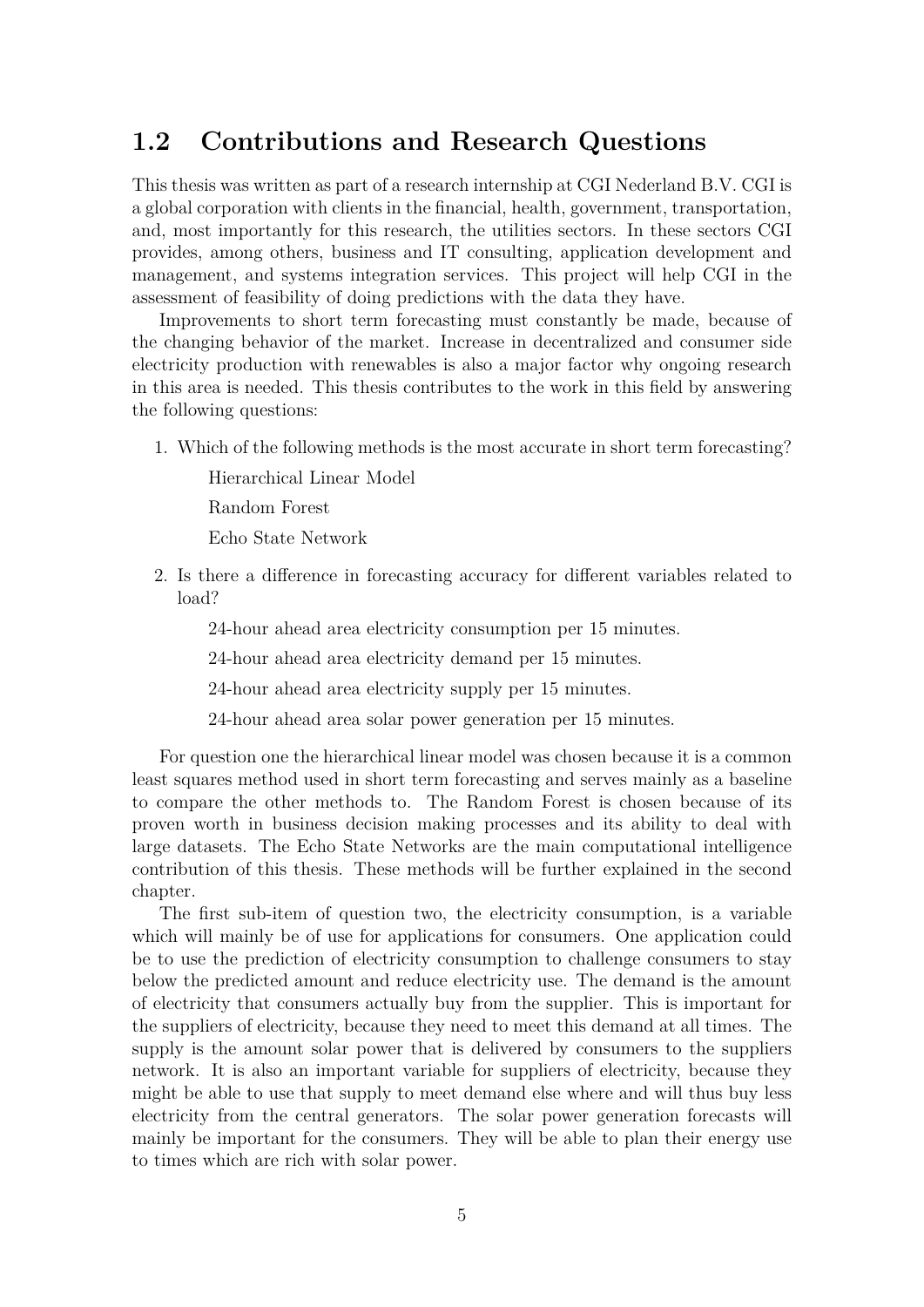## 1.2 Contributions and Research Questions

This thesis was written as part of a research internship at CGI Nederland B.V. CGI is a global corporation with clients in the financial, health, government, transportation, and, most importantly for this research, the utilities sectors. In these sectors CGI provides, among others, business and IT consulting, application development and management, and systems integration services. This project will help CGI in the assessment of feasibility of doing predictions with the data they have.

Improvements to short term forecasting must constantly be made, because of the changing behavior of the market. Increase in decentralized and consumer side electricity production with renewables is also a major factor why ongoing research in this area is needed. This thesis contributes to the work in this field by answering the following questions:

1. Which of the following methods is the most accurate in short term forecasting?

   Hierarchical Linear Model

   Random Forest

   Echo State Network

2. Is there a difference in forecasting accuracy for different variables related to load?

   24-hour ahead area electricity consumption per 15 minutes.

   24-hour ahead area electricity demand per 15 minutes.

   24-hour ahead area electricity supply per 15 minutes.

   24-hour ahead area solar power generation per 15 minutes.

For question one the hierarchical linear model was chosen because it is a common least squares method used in short term forecasting and serves mainly as a baseline to compare the other methods to. The Random Forest is chosen because of its proven worth in business decision making processes and its ability to deal with large datasets. The Echo State Networks are the main computational intelligence contribution of this thesis. These methods will be further explained in the second chapter.

The first sub-item of question two, the electricity consumption, is a variable which will mainly be of use for applications for consumers. One application could be to use the prediction of electricity consumption to challenge consumers to stay below the predicted amount and reduce electricity use. The demand is the amount of electricity that consumers actually buy from the supplier. This is important for the suppliers of electricity, because they need to meet this demand at all times. The supply is the amount solar power that is delivered by consumers to the suppliers network. It is also an important variable for suppliers of electricity, because they might be able to use that supply to meet demand else where and will thus buy less electricity from the central generators. The solar power generation forecasts will mainly be important for the consumers. They will be able to plan their energy use to times which are rich with solar power.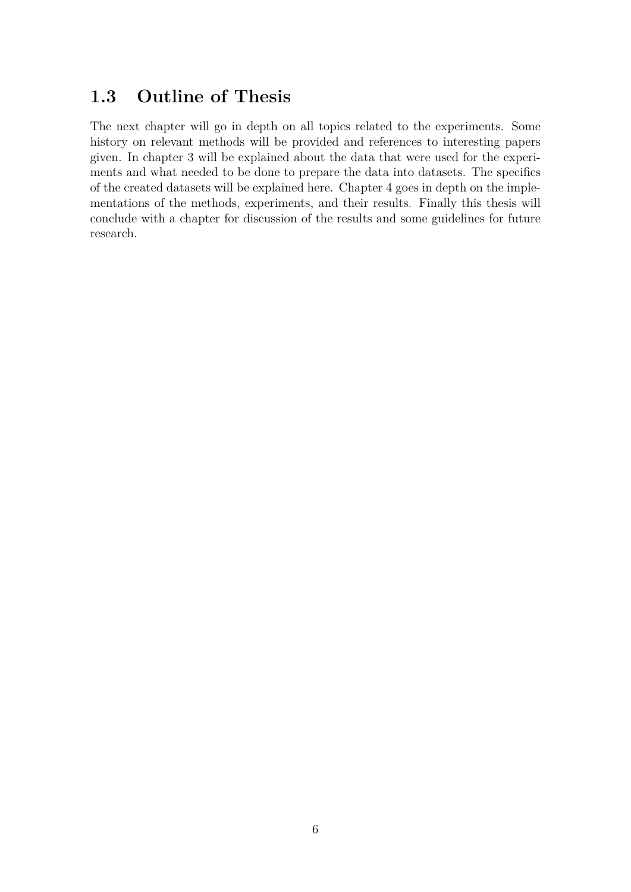## 1.3 Outline of Thesis

The next chapter will go in depth on all topics related to the experiments. Some history on relevant methods will be provided and references to interesting papers given. In chapter 3 will be explained about the data that were used for the experiments and what needed to be done to prepare the data into datasets. The specifics of the created datasets will be explained here. Chapter 4 goes in depth on the implementations of the methods, experiments, and their results. Finally this thesis will conclude with a chapter for discussion of the results and some guidelines for future research.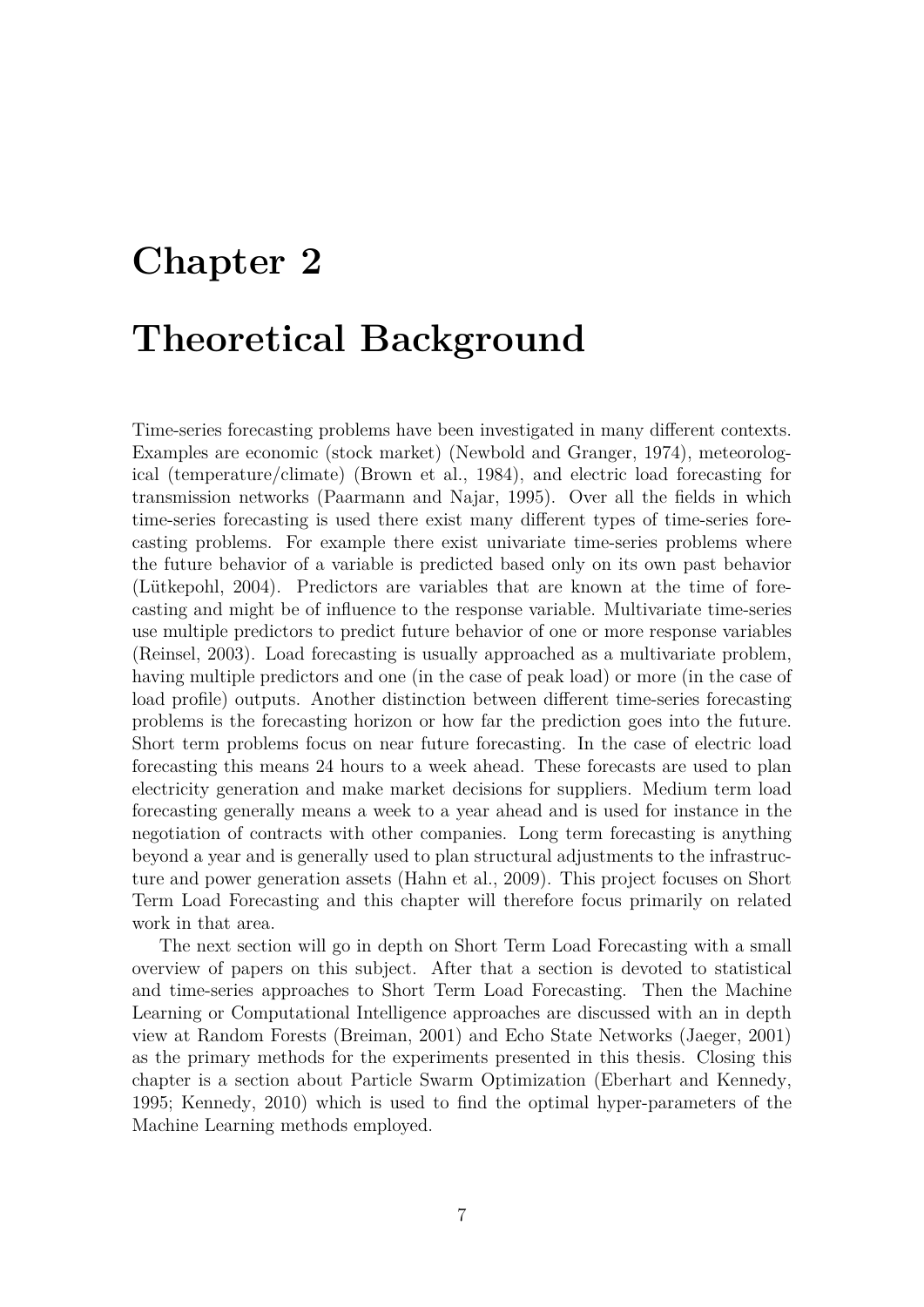# Chapter 2

# Theoretical Background

Time-series forecasting problems have been investigated in many different contexts. Examples are economic (stock market) (Newbold and Granger, 1974), meteorological (temperature/climate) (Brown et al., 1984), and electric load forecasting for transmission networks (Paarmann and Najar, 1995). Over all the fields in which time-series forecasting is used there exist many different types of time-series forecasting problems. For example there exist univariate time-series problems where the future behavior of a variable is predicted based only on its own past behavior (Lütkepohl, 2004). Predictors are variables that are known at the time of forecasting and might be of influence to the response variable. Multivariate time-series use multiple predictors to predict future behavior of one or more response variables (Reinsel, 2003). Load forecasting is usually approached as a multivariate problem, having multiple predictors and one (in the case of peak load) or more (in the case of load profile) outputs. Another distinction between different time-series forecasting problems is the forecasting horizon or how far the prediction goes into the future. Short term problems focus on near future forecasting. In the case of electric load forecasting this means 24 hours to a week ahead. These forecasts are used to plan electricity generation and make market decisions for suppliers. Medium term load forecasting generally means a week to a year ahead and is used for instance in the negotiation of contracts with other companies. Long term forecasting is anything beyond a year and is generally used to plan structural adjustments to the infrastructure and power generation assets (Hahn et al., 2009). This project focuses on Short Term Load Forecasting and this chapter will therefore focus primarily on related work in that area.

The next section will go in depth on Short Term Load Forecasting with a small overview of papers on this subject. After that a section is devoted to statistical and time-series approaches to Short Term Load Forecasting. Then the Machine Learning or Computational Intelligence approaches are discussed with an in depth view at Random Forests (Breiman, 2001) and Echo State Networks (Jaeger, 2001) as the primary methods for the experiments presented in this thesis. Closing this chapter is a section about Particle Swarm Optimization (Eberhart and Kennedy, 1995; Kennedy, 2010) which is used to find the optimal hyper-parameters of the Machine Learning methods employed.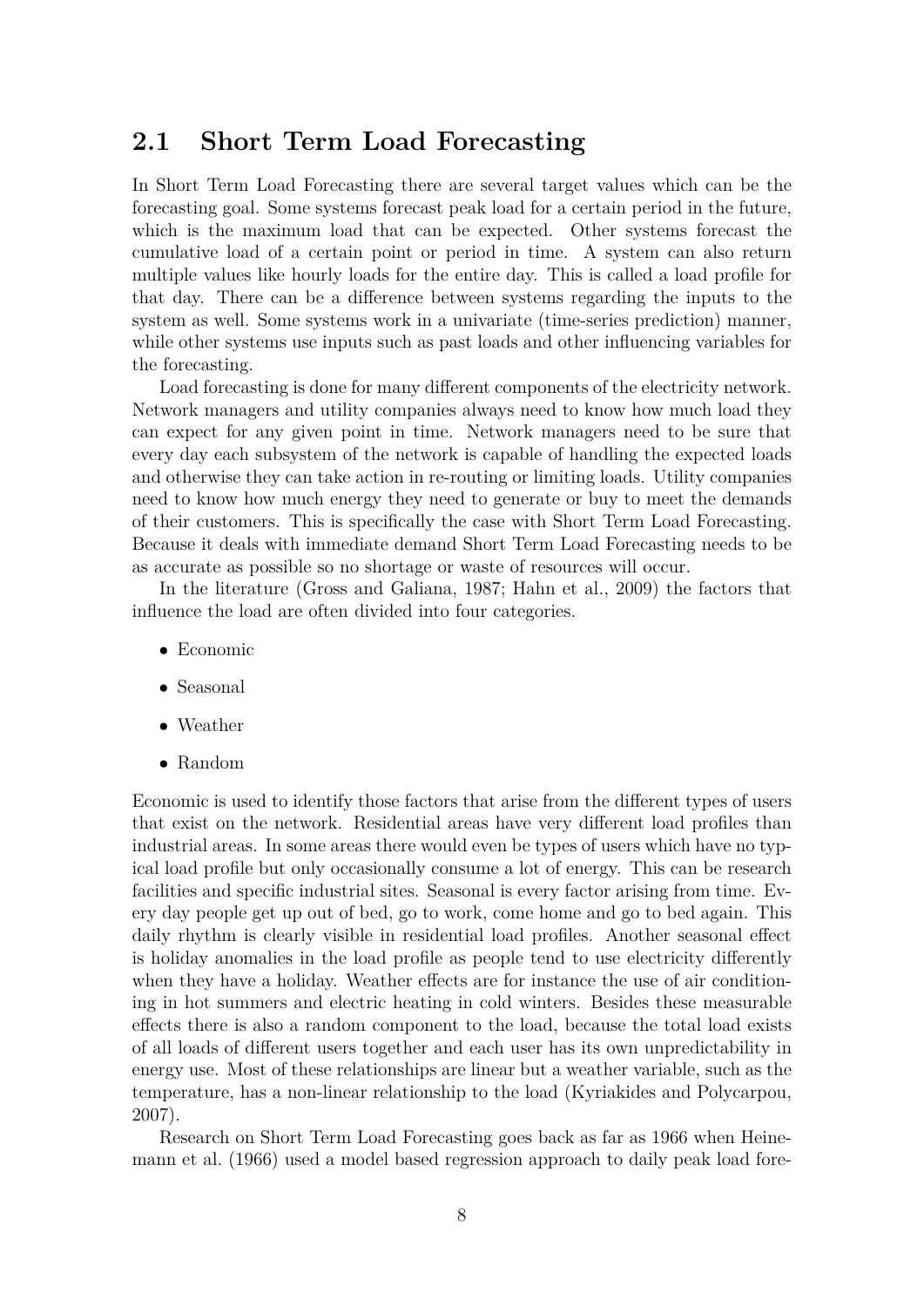## 2.1 Short Term Load Forecasting

In Short Term Load Forecasting there are several target values which can be the forecasting goal. Some systems forecast peak load for a certain period in the future, which is the maximum load that can be expected. Other systems forecast the cumulative load of a certain point or period in time. A system can also return multiple values like hourly loads for the entire day. This is called a load profile for that day. There can be a difference between systems regarding the inputs to the system as well. Some systems work in a univariate (time-series prediction) manner, while other systems use inputs such as past loads and other influencing variables for the forecasting.

Load forecasting is done for many different components of the electricity network. Network managers and utility companies always need to know how much load they can expect for any given point in time. Network managers need to be sure that every day each subsystem of the network is capable of handling the expected loads and otherwise they can take action in re-routing or limiting loads. Utility companies need to know how much energy they need to generate or buy to meet the demands of their customers. This is specifically the case with Short Term Load Forecasting. Because it deals with immediate demand Short Term Load Forecasting needs to be as accurate as possible so no shortage or waste of resources will occur.

In the literature (Gross and Galiana, 1987; Hahn et al., 2009) the factors that influence the load are often divided into four categories.

- Economic
- Seasonal
- Weather
- Random

Economic is used to identify those factors that arise from the different types of users that exist on the network. Residential areas have very different load profiles than industrial areas. In some areas there would even be types of users which have no typical load profile but only occasionally consume a lot of energy. This can be research facilities and specific industrial sites. Seasonal is every factor arising from time. Every day people get up out of bed, go to work, come home and go to bed again. This daily rhythm is clearly visible in residential load profiles. Another seasonal effect is holiday anomalies in the load profile as people tend to use electricity differently when they have a holiday. Weather effects are for instance the use of air conditioning in hot summers and electric heating in cold winters. Besides these measurable effects there is also a random component to the load, because the total load exists of all loads of different users together and each user has its own unpredictability in energy use. Most of these relationships are linear but a weather variable, such as the temperature, has a non-linear relationship to the load (Kyriakides and Polycarpou, 2007).

Research on Short Term Load Forecasting goes back as far as 1966 when Heinemann et al. (1966) used a model based regression approach to daily peak load fore-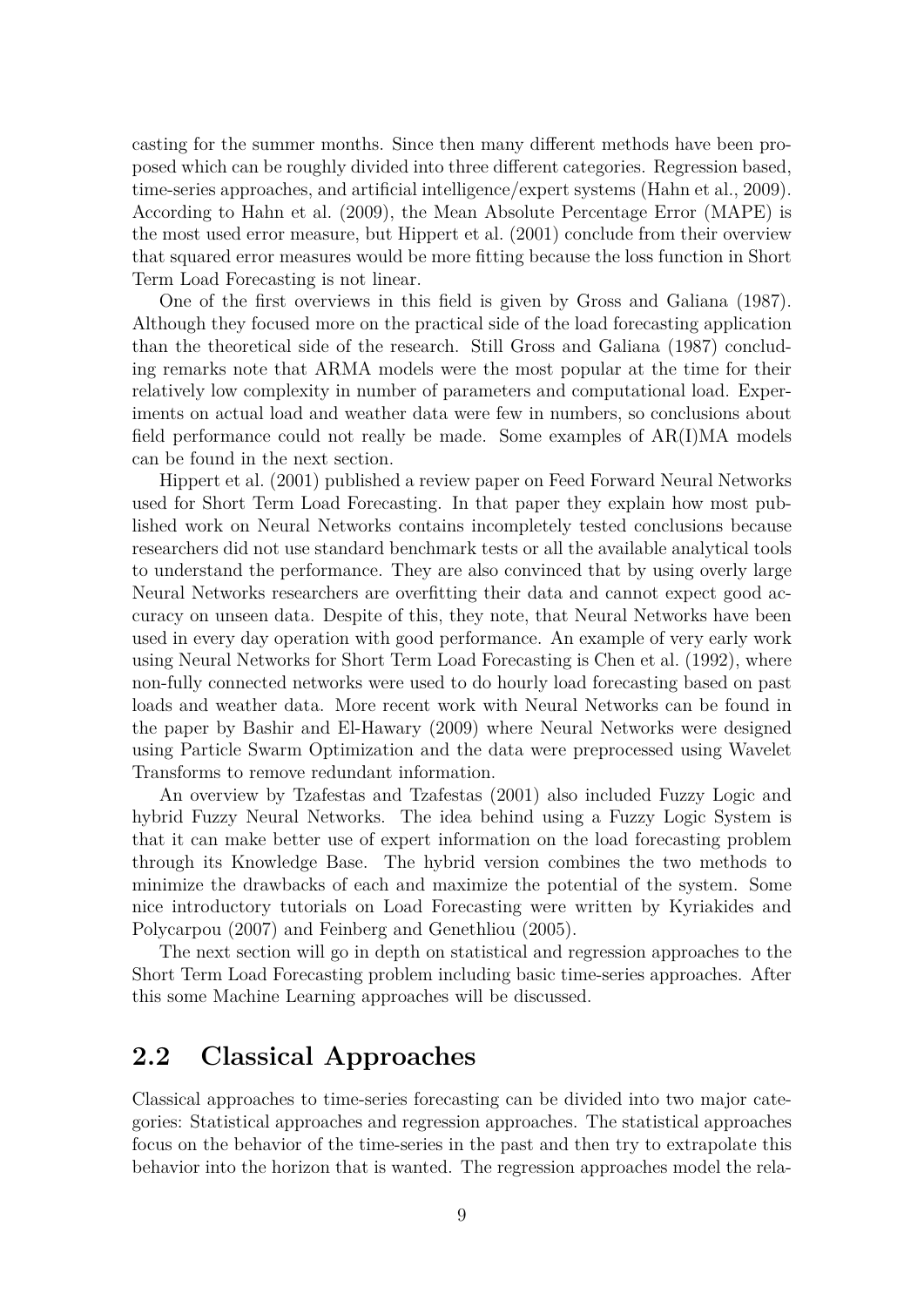casting for the summer months. Since then many different methods have been proposed which can be roughly divided into three different categories. Regression based, time-series approaches, and artificial intelligence/expert systems (Hahn et al., 2009). According to Hahn et al. (2009), the Mean Absolute Percentage Error (MAPE) is the most used error measure, but Hippert et al. (2001) conclude from their overview that squared error measures would be more fitting because the loss function in Short Term Load Forecasting is not linear.

One of the first overviews in this field is given by Gross and Galiana (1987). Although they focused more on the practical side of the load forecasting application than the theoretical side of the research. Still Gross and Galiana (1987) concluding remarks note that ARMA models were the most popular at the time for their relatively low complexity in number of parameters and computational load. Experiments on actual load and weather data were few in numbers, so conclusions about field performance could not really be made. Some examples of AR(I)MA models can be found in the next section.

Hippert et al. (2001) published a review paper on Feed Forward Neural Networks used for Short Term Load Forecasting. In that paper they explain how most published work on Neural Networks contains incompletely tested conclusions because researchers did not use standard benchmark tests or all the available analytical tools to understand the performance. They are also convinced that by using overly large Neural Networks researchers are overfitting their data and cannot expect good accuracy on unseen data. Despite of this, they note, that Neural Networks have been used in every day operation with good performance. An example of very early work using Neural Networks for Short Term Load Forecasting is Chen et al. (1992), where non-fully connected networks were used to do hourly load forecasting based on past loads and weather data. More recent work with Neural Networks can be found in the paper by Bashir and El-Hawary (2009) where Neural Networks were designed using Particle Swarm Optimization and the data were preprocessed using Wavelet Transforms to remove redundant information.

An overview by Tzafestas and Tzafestas (2001) also included Fuzzy Logic and hybrid Fuzzy Neural Networks. The idea behind using a Fuzzy Logic System is that it can make better use of expert information on the load forecasting problem through its Knowledge Base. The hybrid version combines the two methods to minimize the drawbacks of each and maximize the potential of the system. Some nice introductory tutorials on Load Forecasting were written by Kyriakides and Polycarpou (2007) and Feinberg and Genethliou (2005).

The next section will go in depth on statistical and regression approaches to the Short Term Load Forecasting problem including basic time-series approaches. After this some Machine Learning approaches will be discussed.

## 2.2 Classical Approaches

Classical approaches to time-series forecasting can be divided into two major categories: Statistical approaches and regression approaches. The statistical approaches focus on the behavior of the time-series in the past and then try to extrapolate this behavior into the horizon that is wanted. The regression approaches model the rela-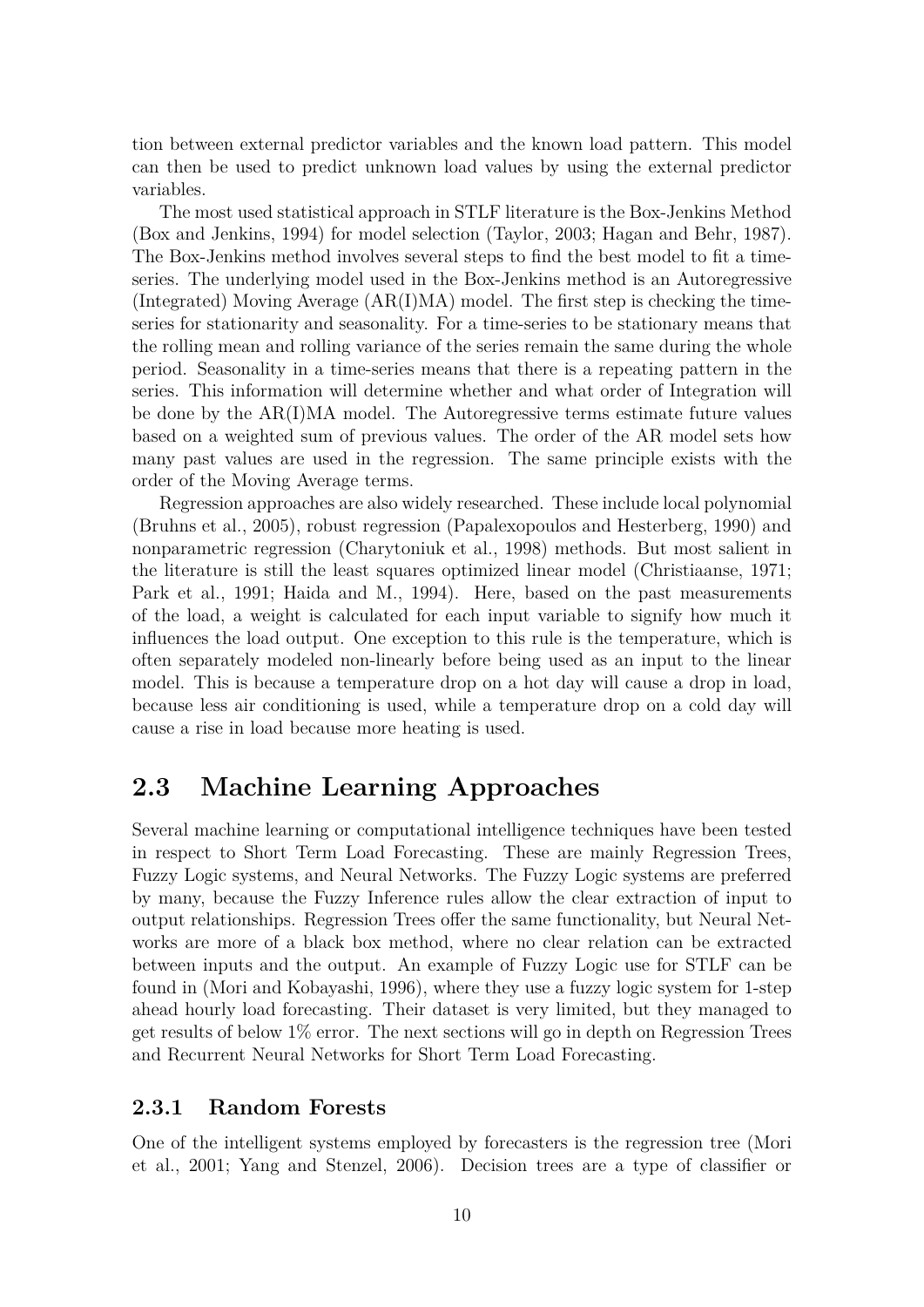tion between external predictor variables and the known load pattern. This model can then be used to predict unknown load values by using the external predictor variables.

The most used statistical approach in STLF literature is the Box-Jenkins Method (Box and Jenkins, 1994) for model selection (Taylor, 2003; Hagan and Behr, 1987). The Box-Jenkins method involves several steps to find the best model to fit a time-series. The underlying model used in the Box-Jenkins method is an Autoregressive (Integrated) Moving Average (AR(I)MA) model. The first step is checking the time-series for stationarity and seasonality. For a time-series to be stationary means that the rolling mean and rolling variance of the series remain the same during the whole period. Seasonality in a time-series means that there is a repeating pattern in the series. This information will determine whether and what order of Integration will be done by the AR(I)MA model. The Autoregressive terms estimate future values based on a weighted sum of previous values. The order of the AR model sets how many past values are used in the regression. The same principle exists with the order of the Moving Average terms.

Regression approaches are also widely researched. These include local polynomial (Bruhns et al., 2005), robust regression (Papalexopoulos and Hesterberg, 1990) and nonparametric regression (Charytoniuk et al., 1998) methods. But most salient in the literature is still the least squares optimized linear model (Christiaanse, 1971; Park et al., 1991; Haida and M., 1994). Here, based on the past measurements of the load, a weight is calculated for each input variable to signify how much it influences the load output. One exception to this rule is the temperature, which is often separately modeled non-linearly before being used as an input to the linear model. This is because a temperature drop on a hot day will cause a drop in load, because less air conditioning is used, while a temperature drop on a cold day will cause a rise in load because more heating is used.

## 2.3 Machine Learning Approaches

Several machine learning or computational intelligence techniques have been tested in respect to Short Term Load Forecasting. These are mainly Regression Trees, Fuzzy Logic systems, and Neural Networks. The Fuzzy Logic systems are preferred by many, because the Fuzzy Inference rules allow the clear extraction of input to output relationships. Regression Trees offer the same functionality, but Neural Networks are more of a black box method, where no clear relation can be extracted between inputs and the output. An example of Fuzzy Logic use for STLF can be found in (Mori and Kobayashi, 1996), where they use a fuzzy logic system for 1-step ahead hourly load forecasting. Their dataset is very limited, but they managed to get results of below 1% error. The next sections will go in depth on Regression Trees and Recurrent Neural Networks for Short Term Load Forecasting.

### 2.3.1 Random Forests

One of the intelligent systems employed by forecasters is the regression tree (Mori et al., 2001; Yang and Stenzel, 2006). Decision trees are a type of classifier or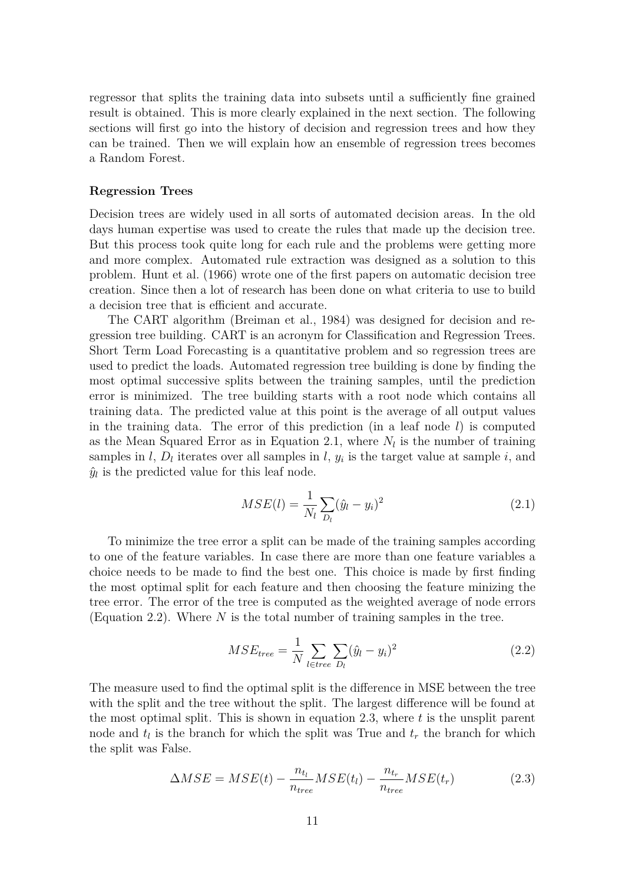regressor that splits the training data into subsets until a sufficiently fine grained result is obtained. This is more clearly explained in the next section. The following sections will first go into the history of decision and regression trees and how they can be trained. Then we will explain how an ensemble of regression trees becomes a Random Forest.

### Regression Trees

Decision trees are widely used in all sorts of automated decision areas. In the old days human expertise was used to create the rules that made up the decision tree. But this process took quite long for each rule and the problems were getting more and more complex. Automated rule extraction was designed as a solution to this problem. Hunt et al. (1966) wrote one of the first papers on automatic decision tree creation. Since then a lot of research has been done on what criteria to use to build a decision tree that is efficient and accurate.

The CART algorithm (Breiman et al., 1984) was designed for decision and regression tree building. CART is an acronym for Classification and Regression Trees. Short Term Load Forecasting is a quantitative problem and so regression trees are used to predict the loads. Automated regression tree building is done by finding the most optimal successive splits between the training samples, until the prediction error is minimized. The tree building starts with a root node which contains all training data. The predicted value at this point is the average of all output values in the training data. The error of this prediction (in a leaf node $l$) is computed as the Mean Squared Error as in Equation 2.1, where $N_l$ is the number of training samples in $l$, $D_l$ iterates over all samples in $l$, $y_i$ is the target value at sample $i$, and $\hat{y}_l$ is the predicted value for this leaf node.

$$MSE(l) = \frac{1}{N_l} \sum_{D_l} (\hat{y}_l - y_i)^2 \tag{2.1}$$

To minimize the tree error a split can be made of the training samples according to one of the feature variables. In case there are more than one feature variables a choice needs to be made to find the best one. This choice is made by first finding the most optimal split for each feature and then choosing the feature minizing the tree error. The error of the tree is computed as the weighted average of node errors (Equation 2.2). Where $N$ is the total number of training samples in the tree.

$$MSE_{tree} = \frac{1}{N} \sum_{l \in tree} \sum_{D_l} (\hat{y}_l - y_i)^2 \tag{2.2}$$

The measure used to find the optimal split is the difference in MSE between the tree with the split and the tree without the split. The largest difference will be found at the most optimal split. This is shown in equation 2.3, where $t$ is the unsplit parent node and $t_l$ is the branch for which the split was True and $t_r$ the branch for which the split was False.

$$\Delta MSE = MSE(t) - \frac{n_{t_l}}{n_{tree}} MSE(t_l) - \frac{n_{t_r}}{n_{tree}} MSE(t_r) \tag{2.3}$$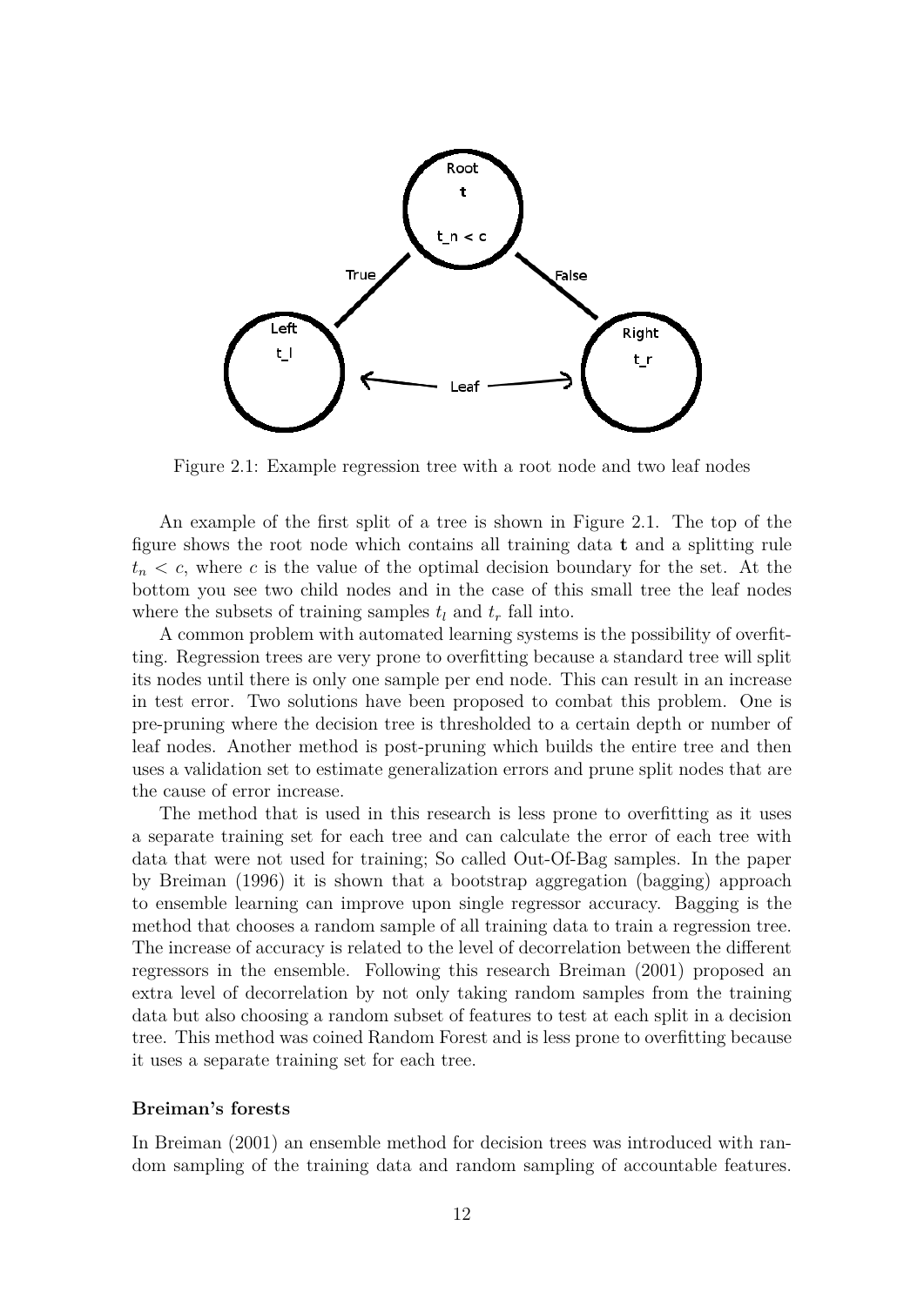Figure 2.1: Example regression tree with a root node and two leaf nodes

An example of the first split of a tree is shown in Figure 2.1. The top of the figure shows the root node which contains all training data **t** and a splitting rule $t_n < c$, where $c$ is the value of the optimal decision boundary for the set. At the bottom you see two child nodes and in the case of this small tree the leaf nodes where the subsets of training samples $t_l$ and $t_r$ fall into.

A common problem with automated learning systems is the possibility of overfitting. Regression trees are very prone to overfitting because a standard tree will split its nodes until there is only one sample per end node. This can result in an increase in test error. Two solutions have been proposed to combat this problem. One is pre-pruning where the decision tree is thresholded to a certain depth or number of leaf nodes. Another method is post-pruning which builds the entire tree and then uses a validation set to estimate generalization errors and prune split nodes that are the cause of error increase.

The method that is used in this research is less prone to overfitting as it uses a separate training set for each tree and can calculate the error of each tree with data that were not used for training; So called Out-Of-Bag samples. In the paper by Breiman (1996) it is shown that a bootstrap aggregation (bagging) approach to ensemble learning can improve upon single regressor accuracy. Bagging is the method that chooses a random sample of all training data to train a regression tree. The increase of accuracy is related to the level of decorrelation between the different regressors in the ensemble. Following this research Breiman (2001) proposed an extra level of decorrelation by not only taking random samples from the training data but also choosing a random subset of features to test at each split in a decision tree. This method was coined Random Forest and is less prone to overfitting because it uses a separate training set for each tree.

### Breiman's forests

In Breiman (2001) an ensemble method for decision trees was introduced with random sampling of the training data and random sampling of accountable features.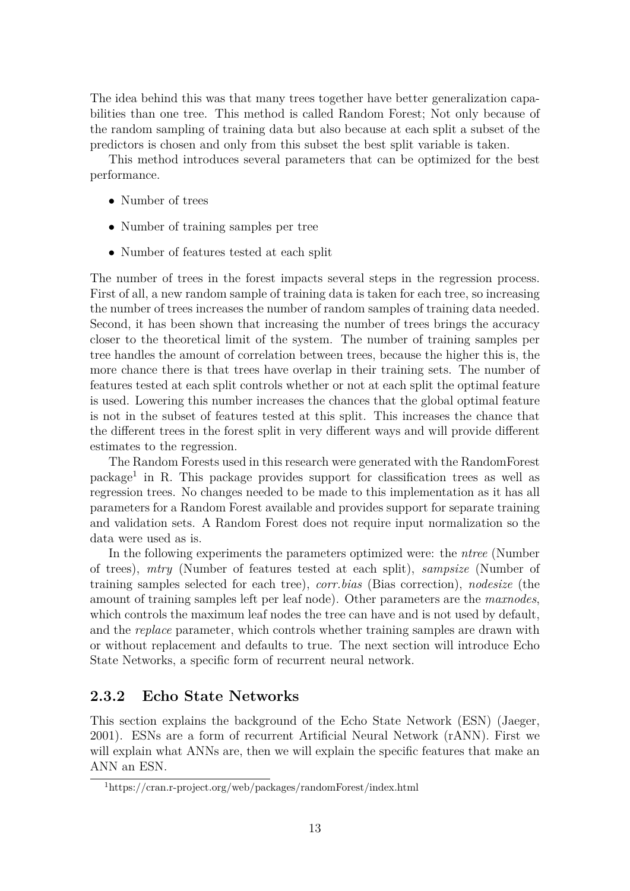The idea behind this was that many trees together have better generalization capabilities than one tree. This method is called Random Forest; Not only because of the random sampling of training data but also because at each split a subset of the predictors is chosen and only from this subset the best split variable is taken.

This method introduces several parameters that can be optimized for the best performance.

- Number of trees
- Number of training samples per tree
- Number of features tested at each split

The number of trees in the forest impacts several steps in the regression process. First of all, a new random sample of training data is taken for each tree, so increasing the number of trees increases the number of random samples of training data needed. Second, it has been shown that increasing the number of trees brings the accuracy closer to the theoretical limit of the system. The number of training samples per tree handles the amount of correlation between trees, because the higher this is, the more chance there is that trees have overlap in their training sets. The number of features tested at each split controls whether or not at each split the optimal feature is used. Lowering this number increases the chances that the global optimal feature is not in the subset of features tested at this split. This increases the chance that the different trees in the forest split in very different ways and will provide different estimates to the regression.

The Random Forests used in this research were generated with the RandomForest package[1] in R. This package provides support for classification trees as well as regression trees. No changes needed to be made to this implementation as it has all parameters for a Random Forest available and provides support for separate training and validation sets. A Random Forest does not require input normalization so the data were used as is.

In the following experiments the parameters optimized were: the *ntree* (Number of trees), *mtry* (Number of features tested at each split), *sampsize* (Number of training samples selected for each tree), *corr.bias* (Bias correction), *nodesize* (the amount of training samples left per leaf node). Other parameters are the *maxnodes*, which controls the maximum leaf nodes the tree can have and is not used by default, and the *replace* parameter, which controls whether training samples are drawn with or without replacement and defaults to true. The next section will introduce Echo State Networks, a specific form of recurrent neural network.

### 2.3.2 Echo State Networks

This section explains the background of the Echo State Network (ESN) (Jaeger, 2001). ESNs are a form of recurrent Artificial Neural Network (rANN). First we will explain what ANNs are, then we will explain the specific features that make an ANN an ESN.

[1] https://cran.r-project.org/web/packages/randomForest/index.html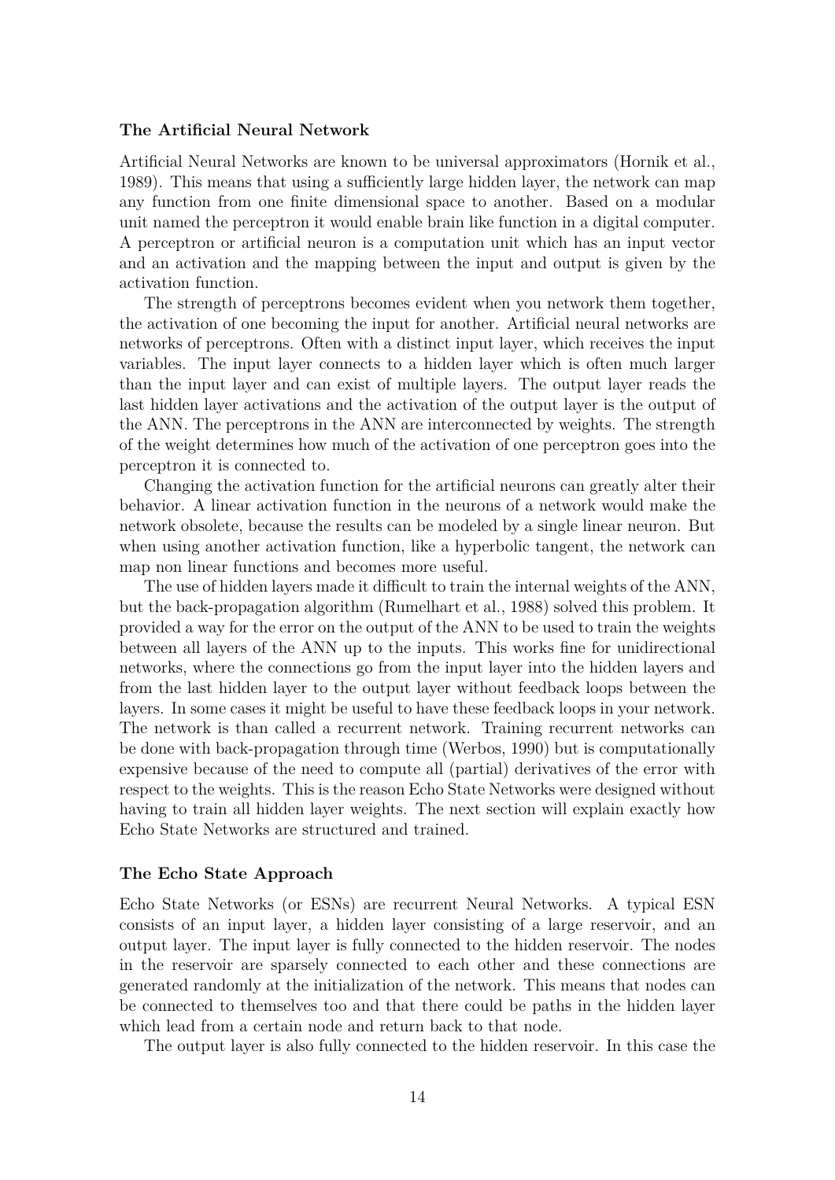### The Artificial Neural Network

Artificial Neural Networks are known to be universal approximators (Hornik et al., 1989). This means that using a sufficiently large hidden layer, the network can map any function from one finite dimensional space to another. Based on a modular unit named the perceptron it would enable brain like function in a digital computer. A perceptron or artificial neuron is a computation unit which has an input vector and an activation and the mapping between the input and output is given by the activation function.

The strength of perceptrons becomes evident when you network them together, the activation of one becoming the input for another. Artificial neural networks are networks of perceptrons. Often with a distinct input layer, which receives the input variables. The input layer connects to a hidden layer which is often much larger than the input layer and can exist of multiple layers. The output layer reads the last hidden layer activations and the activation of the output layer is the output of the ANN. The perceptrons in the ANN are interconnected by weights. The strength of the weight determines how much of the activation of one perceptron goes into the perceptron it is connected to.

Changing the activation function for the artificial neurons can greatly alter their behavior. A linear activation function in the neurons of a network would make the network obsolete, because the results can be modeled by a single linear neuron. But when using another activation function, like a hyperbolic tangent, the network can map non linear functions and becomes more useful.

The use of hidden layers made it difficult to train the internal weights of the ANN, but the back-propagation algorithm (Rumelhart et al., 1988) solved this problem. It provided a way for the error on the output of the ANN to be used to train the weights between all layers of the ANN up to the inputs. This works fine for unidirectional networks, where the connections go from the input layer into the hidden layers and from the last hidden layer to the output layer without feedback loops between the layers. In some cases it might be useful to have these feedback loops in your network. The network is than called a recurrent network. Training recurrent networks can be done with back-propagation through time (Werbos, 1990) but is computationally expensive because of the need to compute all (partial) derivatives of the error with respect to the weights. This is the reason Echo State Networks were designed without having to train all hidden layer weights. The next section will explain exactly how Echo State Networks are structured and trained.

### The Echo State Approach

Echo State Networks (or ESNs) are recurrent Neural Networks. A typical ESN consists of an input layer, a hidden layer consisting of a large reservoir, and an output layer. The input layer is fully connected to the hidden reservoir. The nodes in the reservoir are sparsely connected to each other and these connections are generated randomly at the initialization of the network. This means that nodes can be connected to themselves too and that there could be paths in the hidden layer which lead from a certain node and return back to that node.

The output layer is also fully connected to the hidden reservoir. In this case the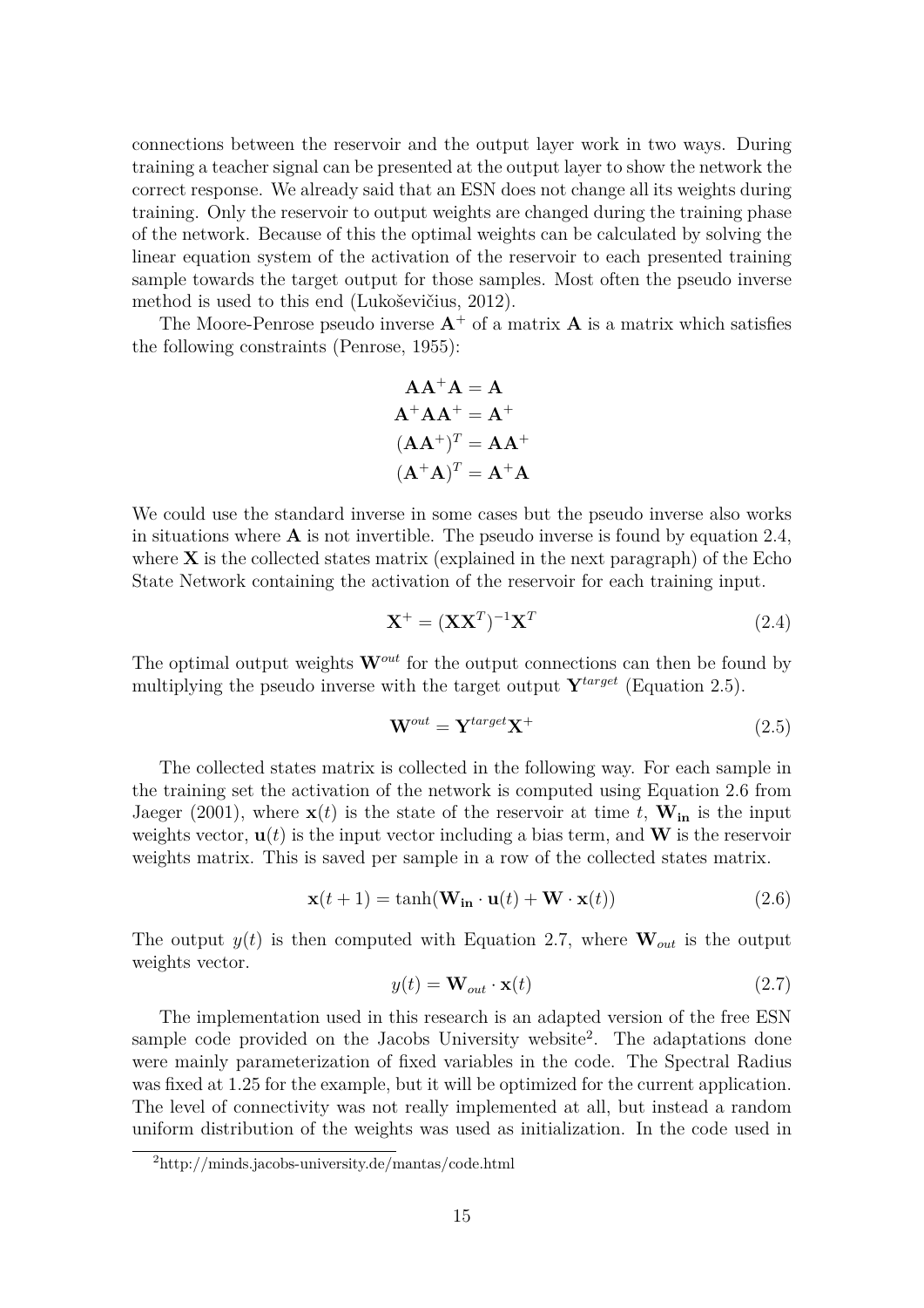connections between the reservoir and the output layer work in two ways. During training a teacher signal can be presented at the output layer to show the network the correct response. We already said that an ESN does not change all its weights during training. Only the reservoir to output weights are changed during the training phase of the network. Because of this the optimal weights can be calculated by solving the linear equation system of the activation of the reservoir to each presented training sample towards the target output for those samples. Most often the pseudo inverse method is used to this end (Lukoševičius, 2012).

The Moore-Penrose pseudo inverse $\mathbf{A}^+$ of a matrix $\mathbf{A}$ is a matrix which satisfies the following constraints (Penrose, 1955):

$$\mathbf{A}\mathbf{A}^+\mathbf{A} = \mathbf{A}$$
$$\mathbf{A}^+\mathbf{A}\mathbf{A}^+ = \mathbf{A}^+$$
$$(\mathbf{A}\mathbf{A}^+)^T = \mathbf{A}\mathbf{A}^+$$
$$(\mathbf{A}^+\mathbf{A})^T = \mathbf{A}^+\mathbf{A}$$

We could use the standard inverse in some cases but the pseudo inverse also works in situations where $\mathbf{A}$ is not invertible. The pseudo inverse is found by equation 2.4, where $\mathbf{X}$ is the collected states matrix (explained in the next paragraph) of the Echo State Network containing the activation of the reservoir for each training input.

$$\mathbf{X}^+ = (\mathbf{X}\mathbf{X}^T)^{-1}\mathbf{X}^T \tag{2.4}$$

The optimal output weights $\mathbf{W}^{out}$ for the output connections can then be found by multiplying the pseudo inverse with the target output $\mathbf{Y}^{target}$ (Equation 2.5).

$$\mathbf{W}^{out} = \mathbf{Y}^{target}\mathbf{X}^+ \tag{2.5}$$

The collected states matrix is collected in the following way. For each sample in the training set the activation of the network is computed using Equation 2.6 from Jaeger (2001), where $\mathbf{x}(t)$ is the state of the reservoir at time $t$, $\mathbf{W_{in}}$ is the input weights vector, $\mathbf{u}(t)$ is the input vector including a bias term, and $\mathbf{W}$ is the reservoir weights matrix. This is saved per sample in a row of the collected states matrix.

$$\mathbf{x}(t+1) = \tanh(\mathbf{W_{in}} \cdot \mathbf{u}(t) + \mathbf{W} \cdot \mathbf{x}(t)) \tag{2.6}$$

The output $y(t)$ is then computed with Equation 2.7, where $\mathbf{W}_{out}$ is the output weights vector.

$$y(t) = \mathbf{W}_{out} \cdot \mathbf{x}(t) \tag{2.7}$$

The implementation used in this research is an adapted version of the free ESN sample code provided on the Jacobs University website[2]. The adaptations done were mainly parameterization of fixed variables in the code. The Spectral Radius was fixed at 1.25 for the example, but it will be optimized for the current application. The level of connectivity was not really implemented at all, but instead a random uniform distribution of the weights was used as initialization. In the code used in

[2] http://minds.jacobs-university.de/mantas/code.html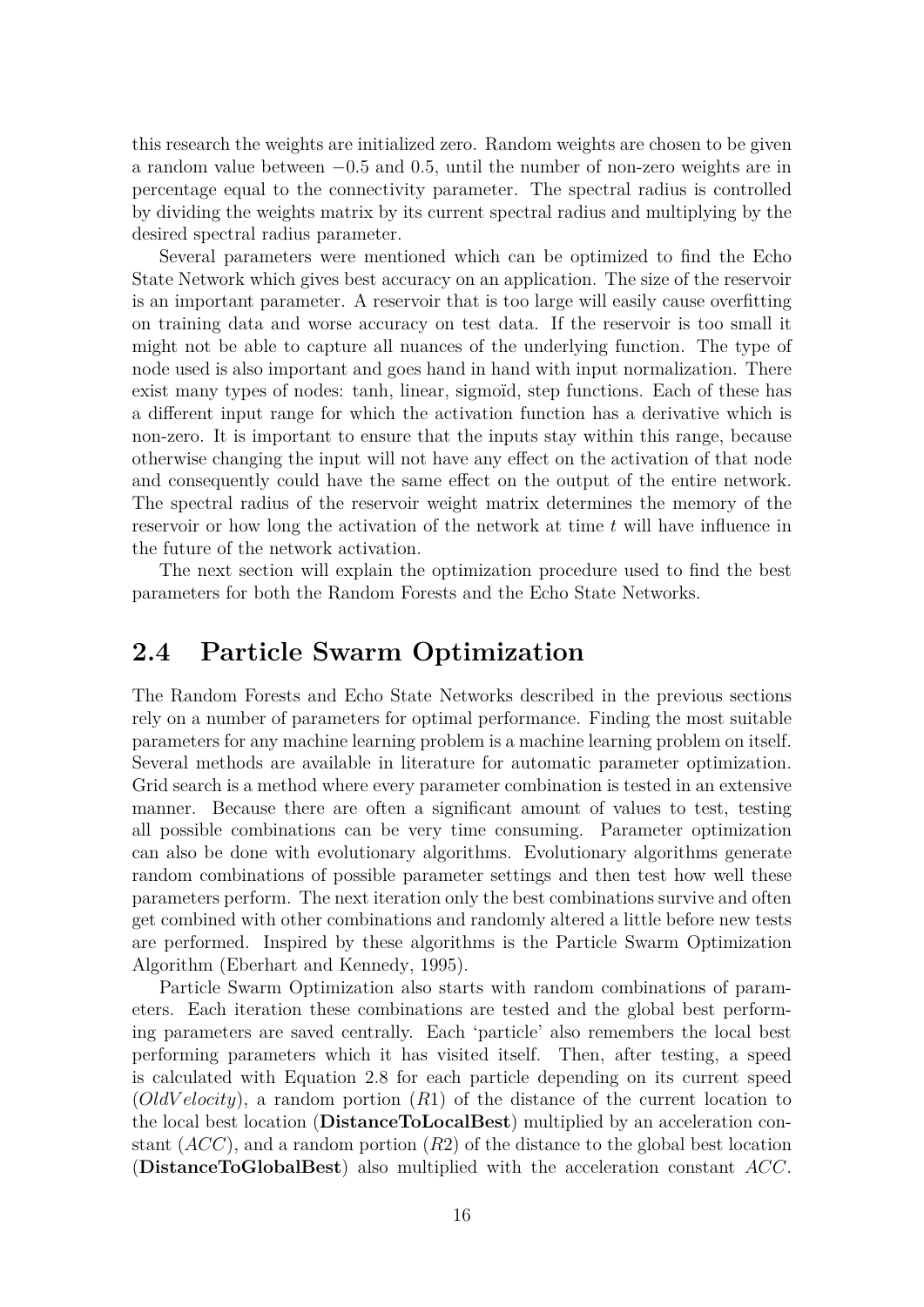this research the weights are initialized zero. Random weights are chosen to be given a random value between $-0.5$ and $0.5$, until the number of non-zero weights are in percentage equal to the connectivity parameter. The spectral radius is controlled by dividing the weights matrix by its current spectral radius and multiplying by the desired spectral radius parameter.

Several parameters were mentioned which can be optimized to find the Echo State Network which gives best accuracy on an application. The size of the reservoir is an important parameter. A reservoir that is too large will easily cause overfitting on training data and worse accuracy on test data. If the reservoir is too small it might not be able to capture all nuances of the underlying function. The type of node used is also important and goes hand in hand with input normalization. There exist many types of nodes: tanh, linear, sigmoïd, step functions. Each of these has a different input range for which the activation function has a derivative which is non-zero. It is important to ensure that the inputs stay within this range, because otherwise changing the input will not have any effect on the activation of that node and consequently could have the same effect on the output of the entire network. The spectral radius of the reservoir weight matrix determines the memory of the reservoir or how long the activation of the network at time $t$ will have influence in the future of the network activation.

The next section will explain the optimization procedure used to find the best parameters for both the Random Forests and the Echo State Networks.

## 2.4 Particle Swarm Optimization

The Random Forests and Echo State Networks described in the previous sections rely on a number of parameters for optimal performance. Finding the most suitable parameters for any machine learning problem is a machine learning problem on itself. Several methods are available in literature for automatic parameter optimization. Grid search is a method where every parameter combination is tested in an extensive manner. Because there are often a significant amount of values to test, testing all possible combinations can be very time consuming. Parameter optimization can also be done with evolutionary algorithms. Evolutionary algorithms generate random combinations of possible parameter settings and then test how well these parameters perform. The next iteration only the best combinations survive and often get combined with other combinations and randomly altered a little before new tests are performed. Inspired by these algorithms is the Particle Swarm Optimization Algorithm (Eberhart and Kennedy, 1995).

Particle Swarm Optimization also starts with random combinations of parameters. Each iteration these combinations are tested and the global best performing parameters are saved centrally. Each 'particle' also remembers the local best performing parameters which it has visited itself. Then, after testing, a speed is calculated with Equation 2.8 for each particle depending on its current speed ($OldVelocity$), a random portion ($R1$) of the distance of the current location to the local best location (**DistanceToLocalBest**) multiplied by an acceleration constant ($ACC$), and a random portion ($R2$) of the distance to the global best location (**DistanceToGlobalBest**) also multiplied with the acceleration constant $ACC$.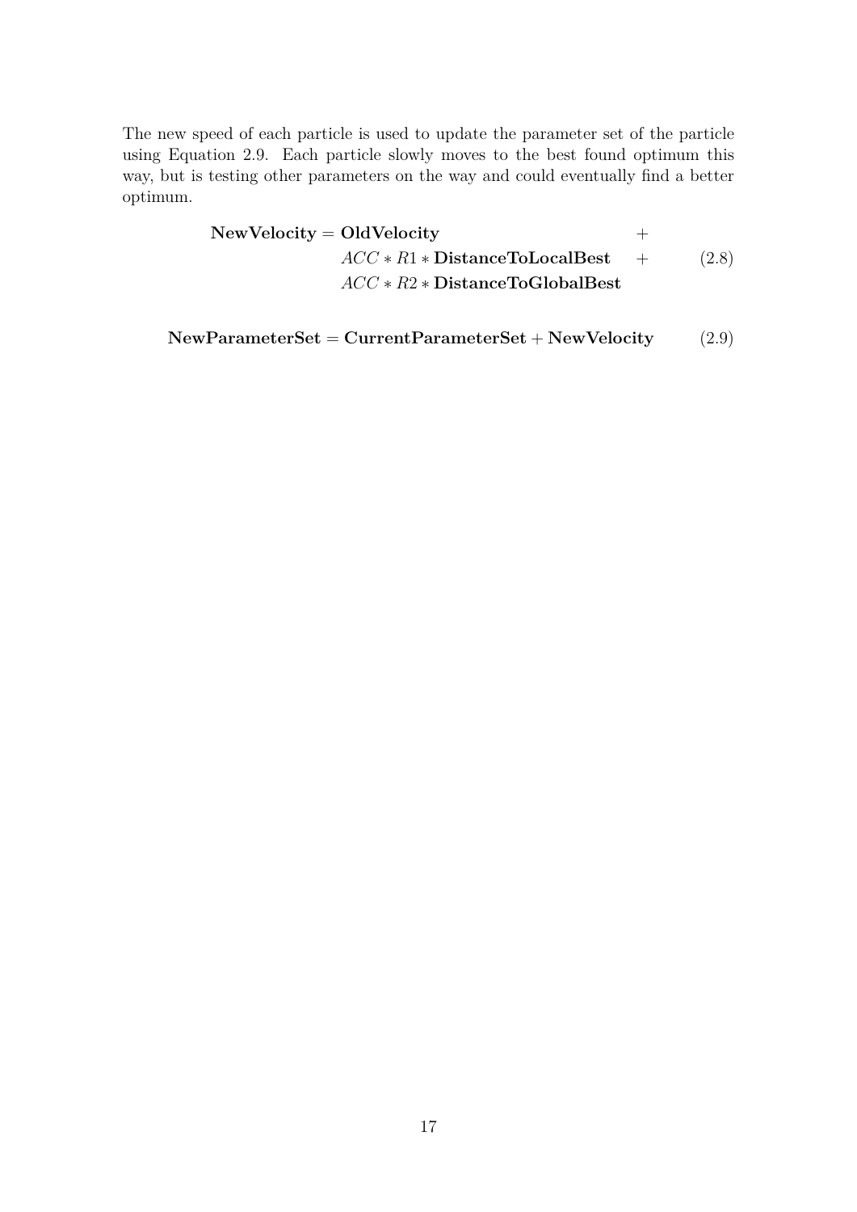The new speed of each particle is used to update the parameter set of the particle using Equation 2.9. Each particle slowly moves to the best found optimum this way, but is testing other parameters on the way and could eventually find a better optimum.

$$
\begin{aligned}
\mathbf{NewVelocity} = \mathbf{OldVelocity} & \quad + \\
ACC * R1 * \mathbf{DistanceToLocalBest} & \quad + \\
ACC * R2 * \mathbf{DistanceToGlobalBest} &
\end{aligned}
\tag{2.8}
$$

$$
\mathbf{NewParameterSet} = \mathbf{CurrentParameterSet} + \mathbf{NewVelocity} \tag{2.9}
$$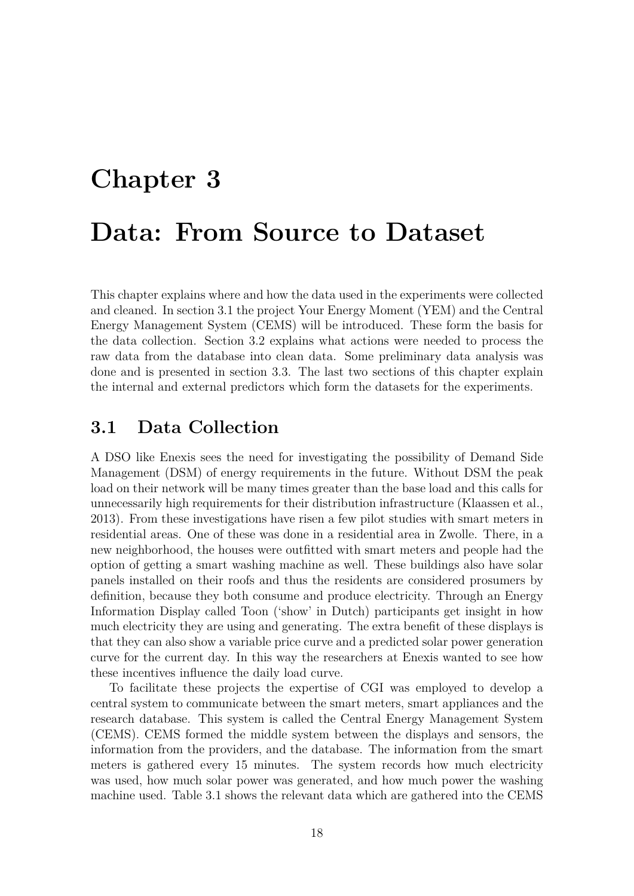# Chapter 3

# Data: From Source to Dataset

This chapter explains where and how the data used in the experiments were collected and cleaned. In section 3.1 the project Your Energy Moment (YEM) and the Central Energy Management System (CEMS) will be introduced. These form the basis for the data collection. Section 3.2 explains what actions were needed to process the raw data from the database into clean data. Some preliminary data analysis was done and is presented in section 3.3. The last two sections of this chapter explain the internal and external predictors which form the datasets for the experiments.

## 3.1 Data Collection

A DSO like Enexis sees the need for investigating the possibility of Demand Side Management (DSM) of energy requirements in the future. Without DSM the peak load on their network will be many times greater than the base load and this calls for unnecessarily high requirements for their distribution infrastructure (Klaassen et al., 2013). From these investigations have risen a few pilot studies with smart meters in residential areas. One of these was done in a residential area in Zwolle. There, in a new neighborhood, the houses were outfitted with smart meters and people had the option of getting a smart washing machine as well. These buildings also have solar panels installed on their roofs and thus the residents are considered prosumers by definition, because they both consume and produce electricity. Through an Energy Information Display called Toon ('show' in Dutch) participants get insight in how much electricity they are using and generating. The extra benefit of these displays is that they can also show a variable price curve and a predicted solar power generation curve for the current day. In this way the researchers at Enexis wanted to see how these incentives influence the daily load curve.

To facilitate these projects the expertise of CGI was employed to develop a central system to communicate between the smart meters, smart appliances and the research database. This system is called the Central Energy Management System (CEMS). CEMS formed the middle system between the displays and sensors, the information from the providers, and the database. The information from the smart meters is gathered every 15 minutes. The system records how much electricity was used, how much solar power was generated, and how much power the washing machine used. Table 3.1 shows the relevant data which are gathered into the CEMS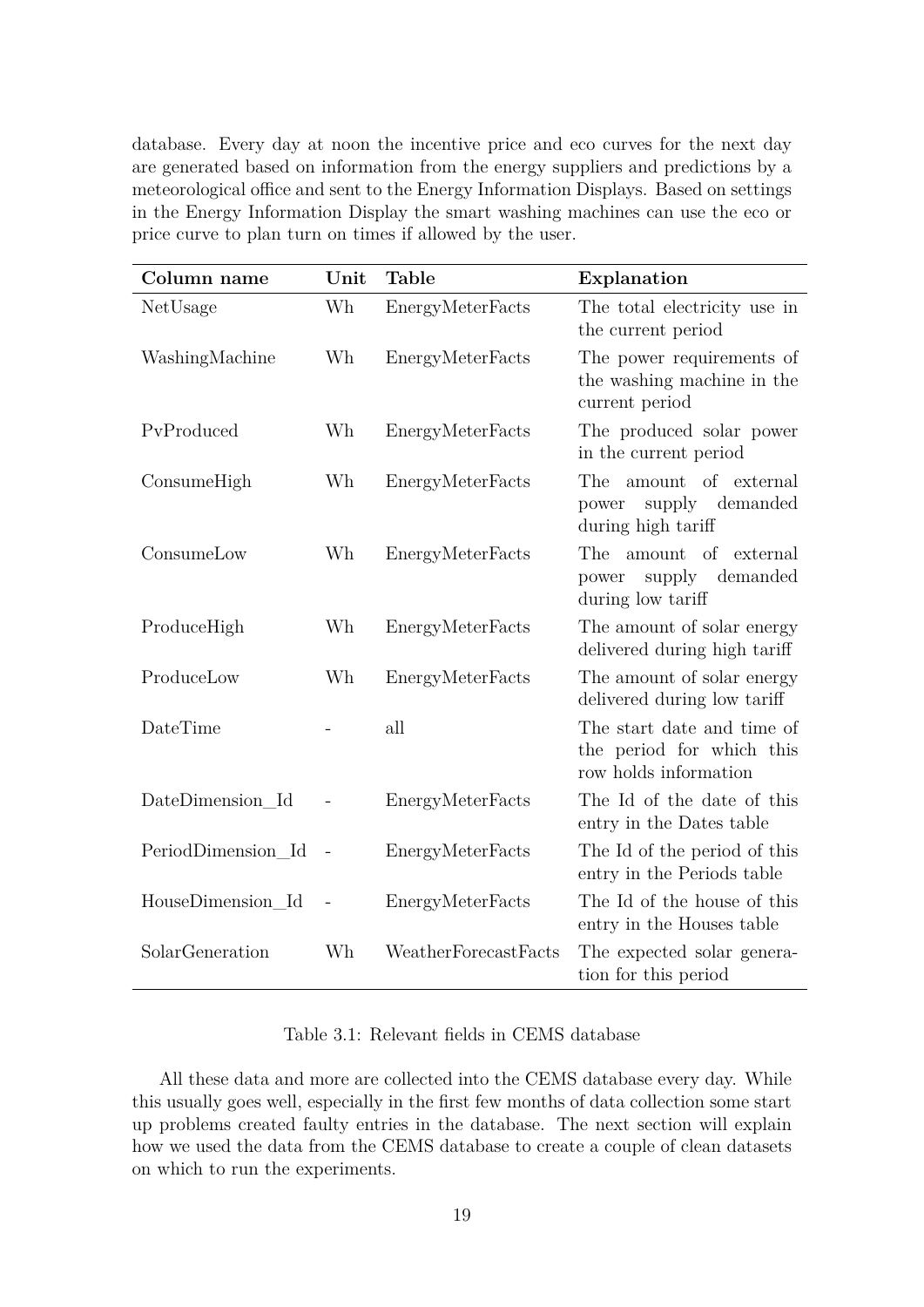database. Every day at noon the incentive price and eco curves for the next day are generated based on information from the energy suppliers and predictions by a meteorological office and sent to the Energy Information Displays. Based on settings in the Energy Information Display the smart washing machines can use the eco or price curve to plan turn on times if allowed by the user.

| Column name | Unit | Table | Explanation |
|---|---|---|---|
| NetUsage | Wh | EnergyMeterFacts | The total electricity use in the current period |
| WashingMachine | Wh | EnergyMeterFacts | The power requirements of the washing machine in the current period |
| PvProduced | Wh | EnergyMeterFacts | The produced solar power in the current period |
| ConsumeHigh | Wh | EnergyMeterFacts | The amount of external power supply demanded during high tariff |
| ConsumeLow | Wh | EnergyMeterFacts | The amount of external power supply demanded during low tariff |
| ProduceHigh | Wh | EnergyMeterFacts | The amount of solar energy delivered during high tariff |
| ProduceLow | Wh | EnergyMeterFacts | The amount of solar energy delivered during low tariff |
| DateTime | - | all | The start date and time of the period for which this row holds information |
| DateDimension_Id | - | EnergyMeterFacts | The Id of the date of this entry in the Dates table |
| PeriodDimension_Id | - | EnergyMeterFacts | The Id of the period of this entry in the Periods table |
| HouseDimension_Id | - | EnergyMeterFacts | The Id of the house of this entry in the Houses table |
| SolarGeneration | Wh | WeatherForecastFacts | The expected solar generation for this period |

Table 3.1: Relevant fields in CEMS database

All these data and more are collected into the CEMS database every day. While this usually goes well, especially in the first few months of data collection some start up problems created faulty entries in the database. The next section will explain how we used the data from the CEMS database to create a couple of clean datasets on which to run the experiments.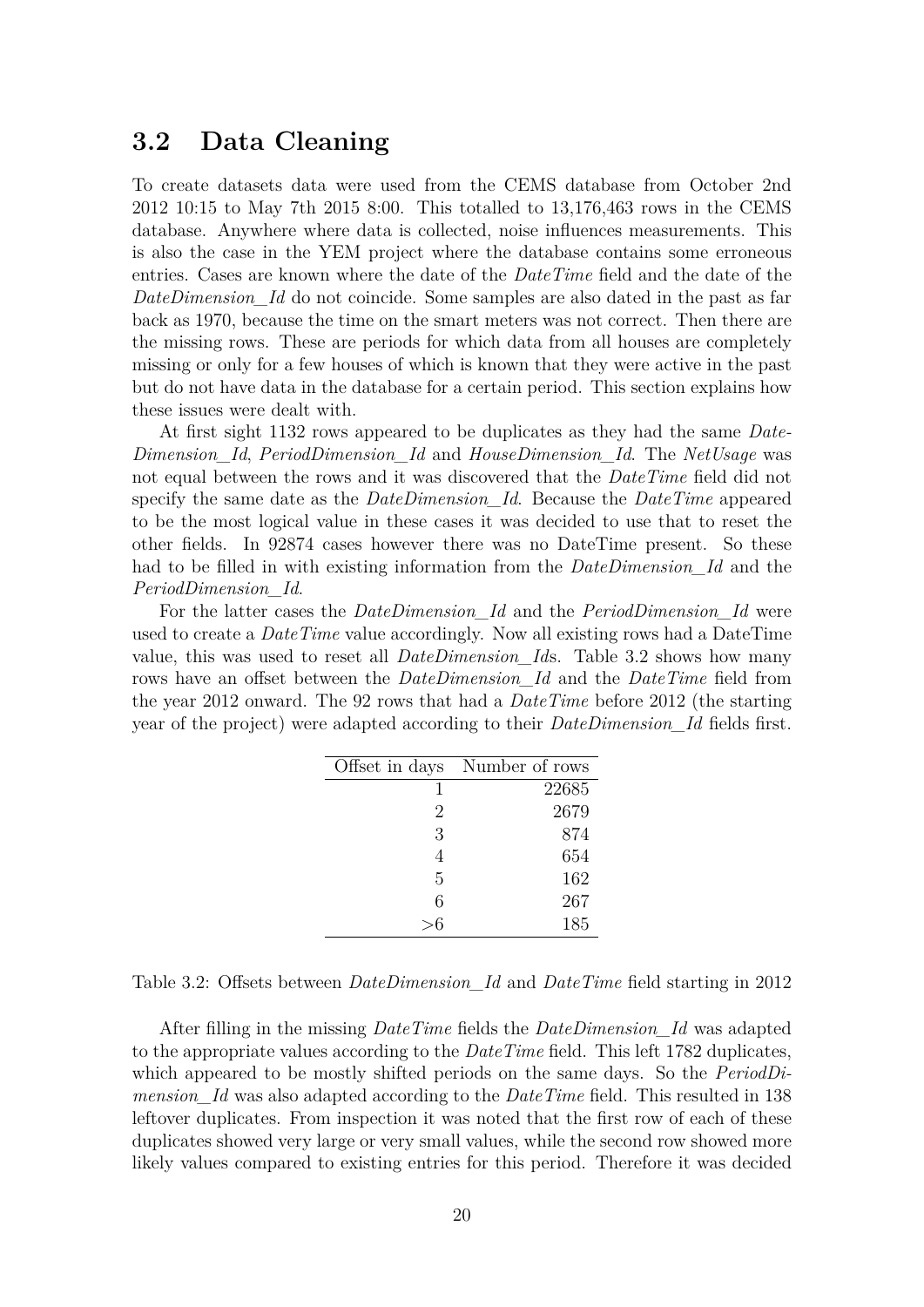## 3.2 Data Cleaning

To create datasets data were used from the CEMS database from October 2nd 2012 10:15 to May 7th 2015 8:00. This totalled to 13,176,463 rows in the CEMS database. Anywhere where data is collected, noise influences measurements. This is also the case in the YEM project where the database contains some erroneous entries. Cases are known where the date of the *DateTime* field and the date of the *DateDimension_Id* do not coincide. Some samples are also dated in the past as far back as 1970, because the time on the smart meters was not correct. Then there are the missing rows. These are periods for which data from all houses are completely missing or only for a few houses of which is known that they were active in the past but do not have data in the database for a certain period. This section explains how these issues were dealt with.

At first sight 1132 rows appeared to be duplicates as they had the same *DateDimension_Id*, *PeriodDimension_Id* and *HouseDimension_Id*. The *NetUsage* was not equal between the rows and it was discovered that the *DateTime* field did not specify the same date as the *DateDimension_Id*. Because the *DateTime* appeared to be the most logical value in these cases it was decided to use that to reset the other fields. In 92874 cases however there was no DateTime present. So these had to be filled in with existing information from the *DateDimension_Id* and the *PeriodDimension_Id*.

For the latter cases the *DateDimension_Id* and the *PeriodDimension_Id* were used to create a *DateTime* value accordingly. Now all existing rows had a DateTime value, this was used to reset all *DateDimension_Id*s. Table 3.2 shows how many rows have an offset between the *DateDimension_Id* and the *DateTime* field from the year 2012 onward. The 92 rows that had a *DateTime* before 2012 (the starting year of the project) were adapted according to their *DateDimension_Id* fields first.

| Offset in days | Number of rows |
|---:|---:|
| 1 | 22685 |
| 2 | 2679 |
| 3 | 874 |
| 4 | 654 |
| 5 | 162 |
| 6 | 267 |
| >6 | 185 |

Table 3.2: Offsets between *DateDimension_Id* and *DateTime* field starting in 2012

After filling in the missing *DateTime* fields the *DateDimension_Id* was adapted to the appropriate values according to the *DateTime* field. This left 1782 duplicates, which appeared to be mostly shifted periods on the same days. So the *PeriodDimension_Id* was also adapted according to the *DateTime* field. This resulted in 138 leftover duplicates. From inspection it was noted that the first row of each of these duplicates showed very large or very small values, while the second row showed more likely values compared to existing entries for this period. Therefore it was decided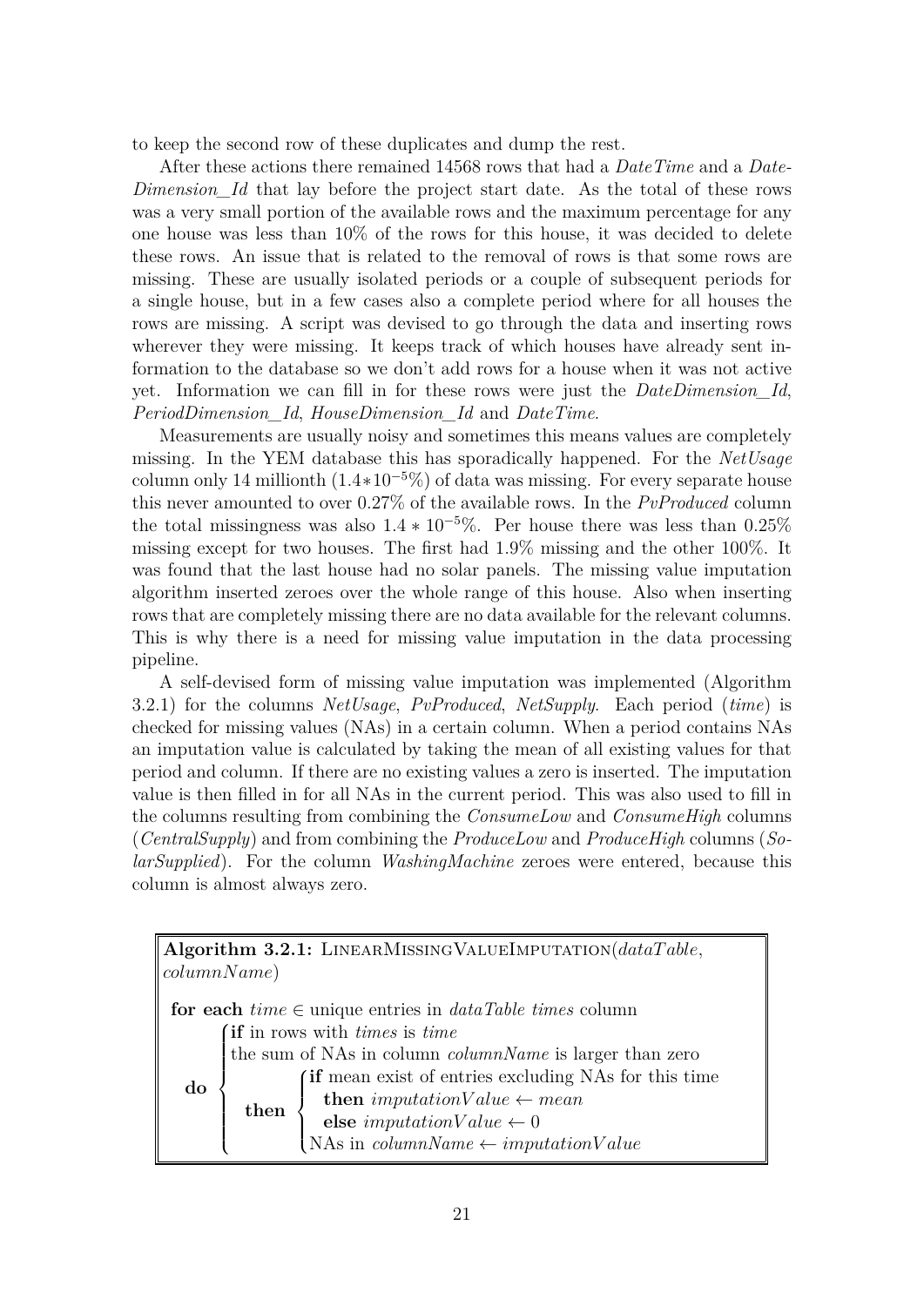to keep the second row of these duplicates and dump the rest.

After these actions there remained 14568 rows that had a *DateTime* and a *DateDimension_Id* that lay before the project start date. As the total of these rows was a very small portion of the available rows and the maximum percentage for any one house was less than 10% of the rows for this house, it was decided to delete these rows. An issue that is related to the removal of rows is that some rows are missing. These are usually isolated periods or a couple of subsequent periods for a single house, but in a few cases also a complete period where for all houses the rows are missing. A script was devised to go through the data and inserting rows wherever they were missing. It keeps track of which houses have already sent information to the database so we don't add rows for a house when it was not active yet. Information we can fill in for these rows were just the *DateDimension_Id*, *PeriodDimension_Id*, *HouseDimension_Id* and *DateTime*.

Measurements are usually noisy and sometimes this means values are completely missing. In the YEM database this has sporadically happened. For the *NetUsage* column only 14 millionth ($1.4*10^{-5}\%$) of data was missing. For every separate house this never amounted to over 0.27% of the available rows. In the *PvProduced* column the total missingness was also $1.4 * 10^{-5}\%$. Per house there was less than 0.25% missing except for two houses. The first had 1.9% missing and the other 100%. It was found that the last house had no solar panels. The missing value imputation algorithm inserted zeroes over the whole range of this house. Also when inserting rows that are completely missing there are no data available for the relevant columns. This is why there is a need for missing value imputation in the data processing pipeline.

A self-devised form of missing value imputation was implemented (Algorithm 3.2.1) for the columns *NetUsage*, *PvProduced*, *NetSupply*. Each period (*time*) is checked for missing values (NAs) in a certain column. When a period contains NAs an imputation value is calculated by taking the mean of all existing values for that period and column. If there are no existing values a zero is inserted. The imputation value is then filled in for all NAs in the current period. This was also used to fill in the columns resulting from combining the *ConsumeLow* and *ConsumeHigh* columns (*CentralSupply*) and from combining the *ProduceLow* and *ProduceHigh* columns (*SolarSupplied*). For the column *WashingMachine* zeroes were entered, because this column is almost always zero.

```
Algorithm 3.2.1: LINEARMISSINGVALUEIMPUTATION(dataTable, columnName)

for each time ∈ unique entries in dataTable times column
  do { if in rows with times is time
       the sum of NAs in column columnName is larger than zero
       then { if mean exist of entries excluding NAs for this time
                then imputationValue ← mean
                else imputationValue ← 0
              NAs in columnName ← imputationValue
```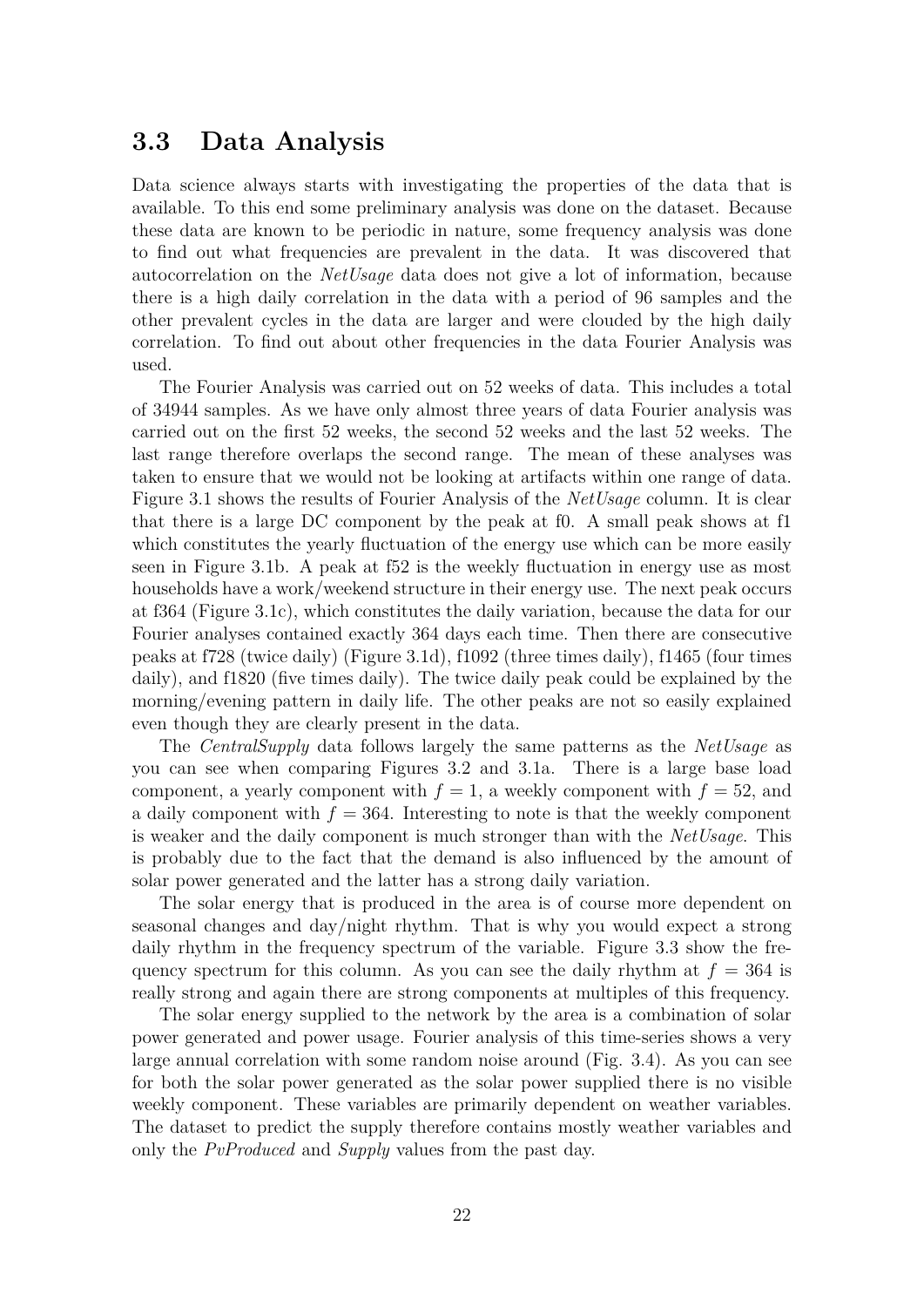## 3.3 Data Analysis

Data science always starts with investigating the properties of the data that is available. To this end some preliminary analysis was done on the dataset. Because these data are known to be periodic in nature, some frequency analysis was done to find out what frequencies are prevalent in the data. It was discovered that autocorrelation on the *NetUsage* data does not give a lot of information, because there is a high daily correlation in the data with a period of 96 samples and the other prevalent cycles in the data are larger and were clouded by the high daily correlation. To find out about other frequencies in the data Fourier Analysis was used.

The Fourier Analysis was carried out on 52 weeks of data. This includes a total of 34944 samples. As we have only almost three years of data Fourier analysis was carried out on the first 52 weeks, the second 52 weeks and the last 52 weeks. The last range therefore overlaps the second range. The mean of these analyses was taken to ensure that we would not be looking at artifacts within one range of data. Figure 3.1 shows the results of Fourier Analysis of the *NetUsage* column. It is clear that there is a large DC component by the peak at f0. A small peak shows at f1 which constitutes the yearly fluctuation of the energy use which can be more easily seen in Figure 3.1b. A peak at f52 is the weekly fluctuation in energy use as most households have a work/weekend structure in their energy use. The next peak occurs at f364 (Figure 3.1c), which constitutes the daily variation, because the data for our Fourier analyses contained exactly 364 days each time. Then there are consecutive peaks at f728 (twice daily) (Figure 3.1d), f1092 (three times daily), f1465 (four times daily), and f1820 (five times daily). The twice daily peak could be explained by the morning/evening pattern in daily life. The other peaks are not so easily explained even though they are clearly present in the data.

The *CentralSupply* data follows largely the same patterns as the *NetUsage* as you can see when comparing Figures 3.2 and 3.1a. There is a large base load component, a yearly component with $f = 1$, a weekly component with $f = 52$, and a daily component with $f = 364$. Interesting to note is that the weekly component is weaker and the daily component is much stronger than with the *NetUsage*. This is probably due to the fact that the demand is also influenced by the amount of solar power generated and the latter has a strong daily variation.

The solar energy that is produced in the area is of course more dependent on seasonal changes and day/night rhythm. That is why you would expect a strong daily rhythm in the frequency spectrum of the variable. Figure 3.3 show the frequency spectrum for this column. As you can see the daily rhythm at $f = 364$ is really strong and again there are strong components at multiples of this frequency.

The solar energy supplied to the network by the area is a combination of solar power generated and power usage. Fourier analysis of this time-series shows a very large annual correlation with some random noise around (Fig. 3.4). As you can see for both the solar power generated as the solar power supplied there is no visible weekly component. These variables are primarily dependent on weather variables. The dataset to predict the supply therefore contains mostly weather variables and only the *PvProduced* and *Supply* values from the past day.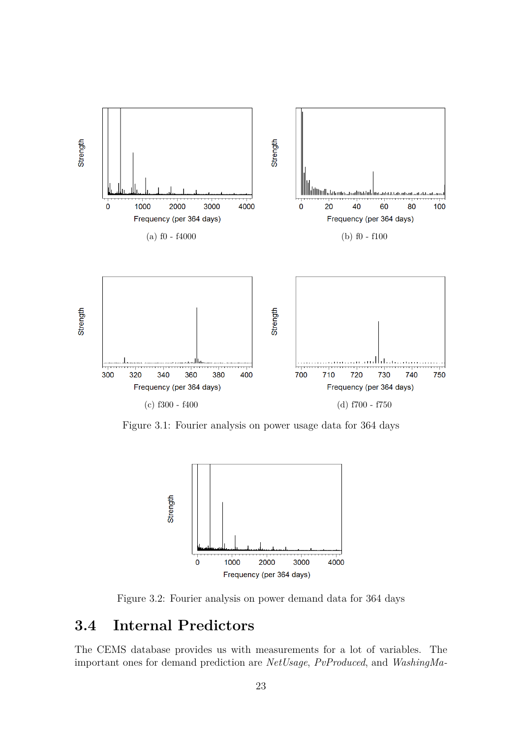(a) f0 - f4000

(b) f0 - f100

(c) f300 - f400

(d) f700 - f750

Figure 3.1: Fourier analysis on power usage data for 364 days

Figure 3.2: Fourier analysis on power demand data for 364 days

## 3.4 Internal Predictors

The CEMS database provides us with measurements for a lot of variables. The important ones for demand prediction are *NetUsage*, *PvProduced*, and *WashingMa-*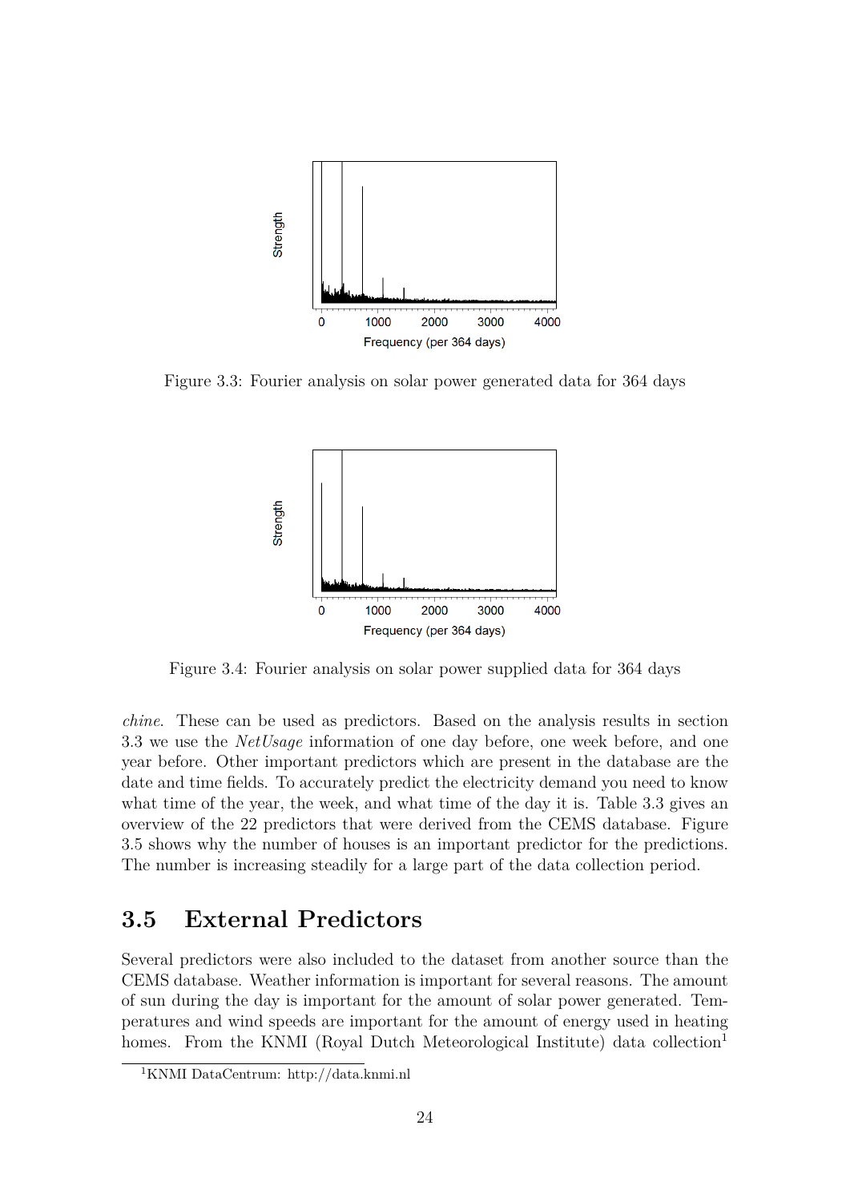Figure 3.3: Fourier analysis on solar power generated data for 364 days

Figure 3.4: Fourier analysis on solar power supplied data for 364 days

*chine*. These can be used as predictors. Based on the analysis results in section 3.3 we use the *NetUsage* information of one day before, one week before, and one year before. Other important predictors which are present in the database are the date and time fields. To accurately predict the electricity demand you need to know what time of the year, the week, and what time of the day it is. Table 3.3 gives an overview of the 22 predictors that were derived from the CEMS database. Figure 3.5 shows why the number of houses is an important predictor for the predictions. The number is increasing steadily for a large part of the data collection period.

## 3.5 External Predictors

Several predictors were also included to the dataset from another source than the CEMS database. Weather information is important for several reasons. The amount of sun during the day is important for the amount of solar power generated. Temperatures and wind speeds are important for the amount of energy used in heating homes. From the KNMI (Royal Dutch Meteorological Institute) data collection[1]

[1] KNMI DataCentrum: http://data.knmi.nl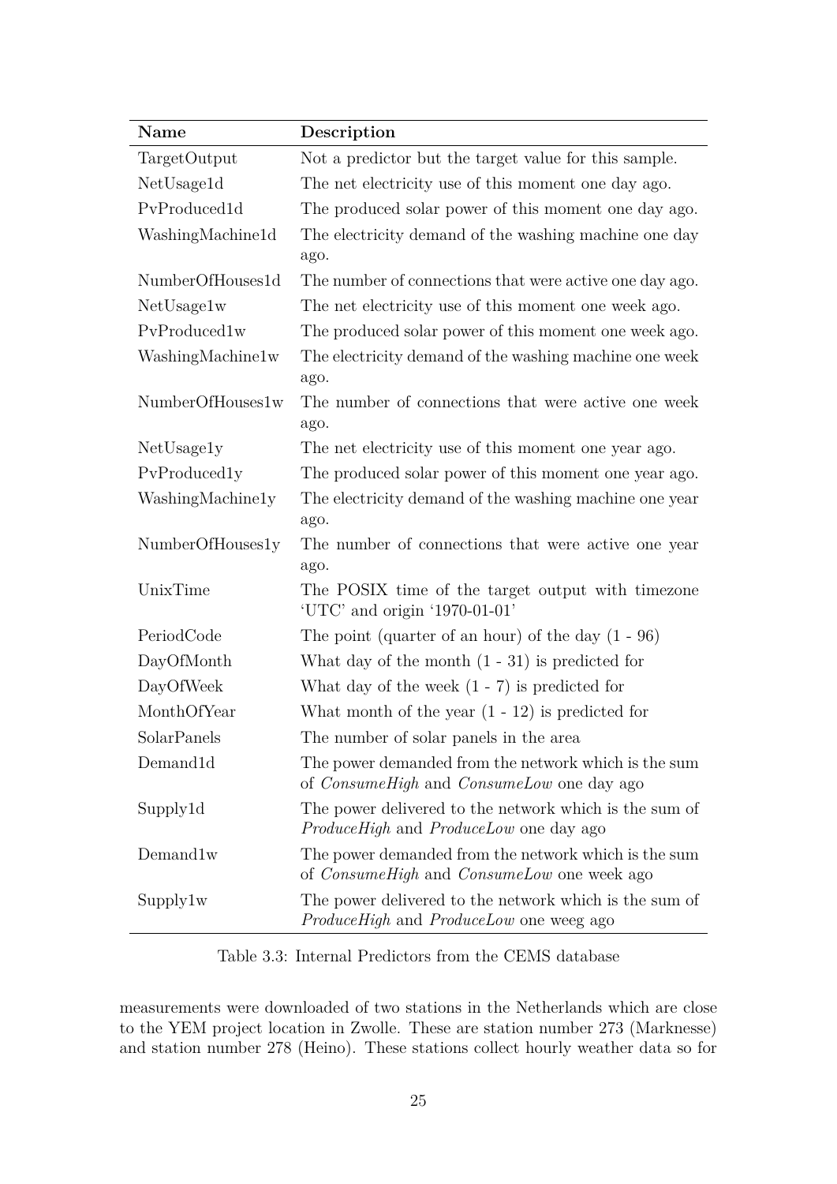| Name | Description |
|---|---|
| TargetOutput | Not a predictor but the target value for this sample. |
| NetUsage1d | The net electricity use of this moment one day ago. |
| PvProduced1d | The produced solar power of this moment one day ago. |
| WashingMachine1d | The electricity demand of the washing machine one day ago. |
| NumberOfHouses1d | The number of connections that were active one day ago. |
| NetUsage1w | The net electricity use of this moment one week ago. |
| PvProduced1w | The produced solar power of this moment one week ago. |
| WashingMachine1w | The electricity demand of the washing machine one week ago. |
| NumberOfHouses1w | The number of connections that were active one week ago. |
| NetUsage1y | The net electricity use of this moment one year ago. |
| PvProduced1y | The produced solar power of this moment one year ago. |
| WashingMachine1y | The electricity demand of the washing machine one year ago. |
| NumberOfHouses1y | The number of connections that were active one year ago. |
| UnixTime | The POSIX time of the target output with timezone 'UTC' and origin '1970-01-01' |
| PeriodCode | The point (quarter of an hour) of the day (1 - 96) |
| DayOfMonth | What day of the month (1 - 31) is predicted for |
| DayOfWeek | What day of the week (1 - 7) is predicted for |
| MonthOfYear | What month of the year (1 - 12) is predicted for |
| SolarPanels | The number of solar panels in the area |
| Demand1d | The power demanded from the network which is the sum of *ConsumeHigh* and *ConsumeLow* one day ago |
| Supply1d | The power delivered to the network which is the sum of *ProduceHigh* and *ProduceLow* one day ago |
| Demand1w | The power demanded from the network which is the sum of *ConsumeHigh* and *ConsumeLow* one week ago |
| Supply1w | The power delivered to the network which is the sum of *ProduceHigh* and *ProduceLow* one weeg ago |

Table 3.3: Internal Predictors from the CEMS database

measurements were downloaded of two stations in the Netherlands which are close to the YEM project location in Zwolle. These are station number 273 (Marknesse) and station number 278 (Heino). These stations collect hourly weather data so for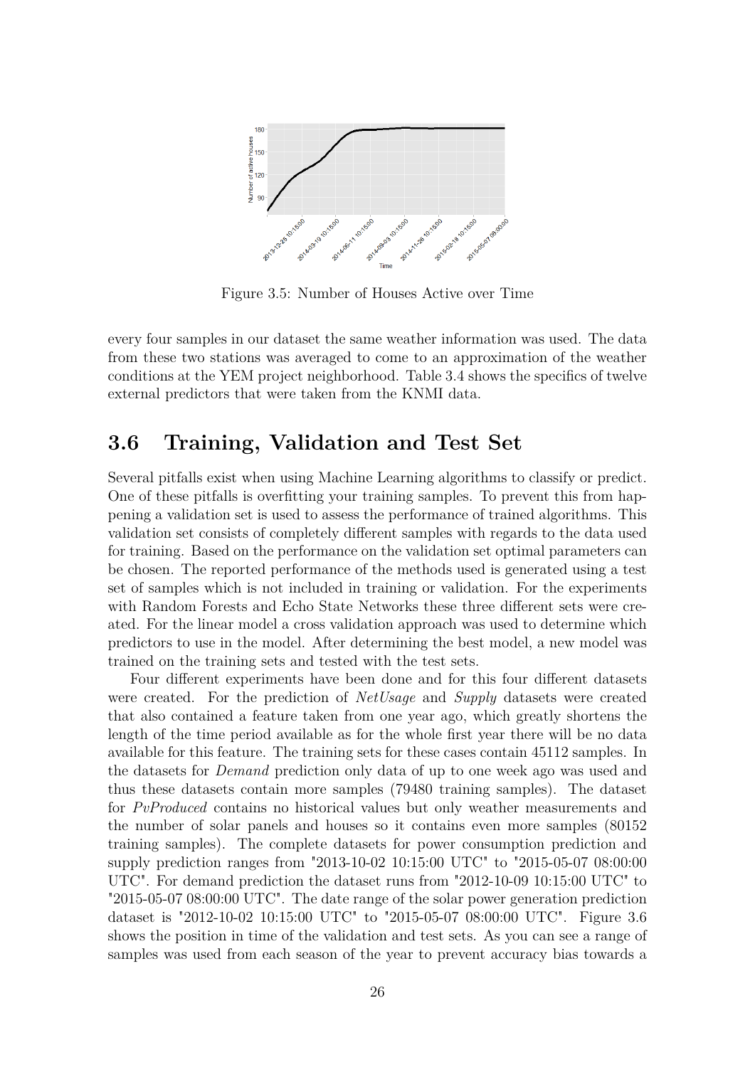Figure 3.5: Number of Houses Active over Time

every four samples in our dataset the same weather information was used. The data from these two stations was averaged to come to an approximation of the weather conditions at the YEM project neighborhood. Table 3.4 shows the specifics of twelve external predictors that were taken from the KNMI data.

## 3.6 Training, Validation and Test Set

Several pitfalls exist when using Machine Learning algorithms to classify or predict. One of these pitfalls is overfitting your training samples. To prevent this from happening a validation set is used to assess the performance of trained algorithms. This validation set consists of completely different samples with regards to the data used for training. Based on the performance on the validation set optimal parameters can be chosen. The reported performance of the methods used is generated using a test set of samples which is not included in training or validation. For the experiments with Random Forests and Echo State Networks these three different sets were created. For the linear model a cross validation approach was used to determine which predictors to use in the model. After determining the best model, a new model was trained on the training sets and tested with the test sets.

Four different experiments have been done and for this four different datasets were created. For the prediction of *NetUsage* and *Supply* datasets were created that also contained a feature taken from one year ago, which greatly shortens the length of the time period available as for the whole first year there will be no data available for this feature. The training sets for these cases contain 45112 samples. In the datasets for *Demand* prediction only data of up to one week ago was used and thus these datasets contain more samples (79480 training samples). The dataset for *PvProduced* contains no historical values but only weather measurements and the number of solar panels and houses so it contains even more samples (80152 training samples). The complete datasets for power consumption prediction and supply prediction ranges from "2013-10-02 10:15:00 UTC" to "2015-05-07 08:00:00 UTC". For demand prediction the dataset runs from "2012-10-09 10:15:00 UTC" to "2015-05-07 08:00:00 UTC". The date range of the solar power generation prediction dataset is "2012-10-02 10:15:00 UTC" to "2015-05-07 08:00:00 UTC". Figure 3.6 shows the position in time of the validation and test sets. As you can see a range of samples was used from each season of the year to prevent accuracy bias towards a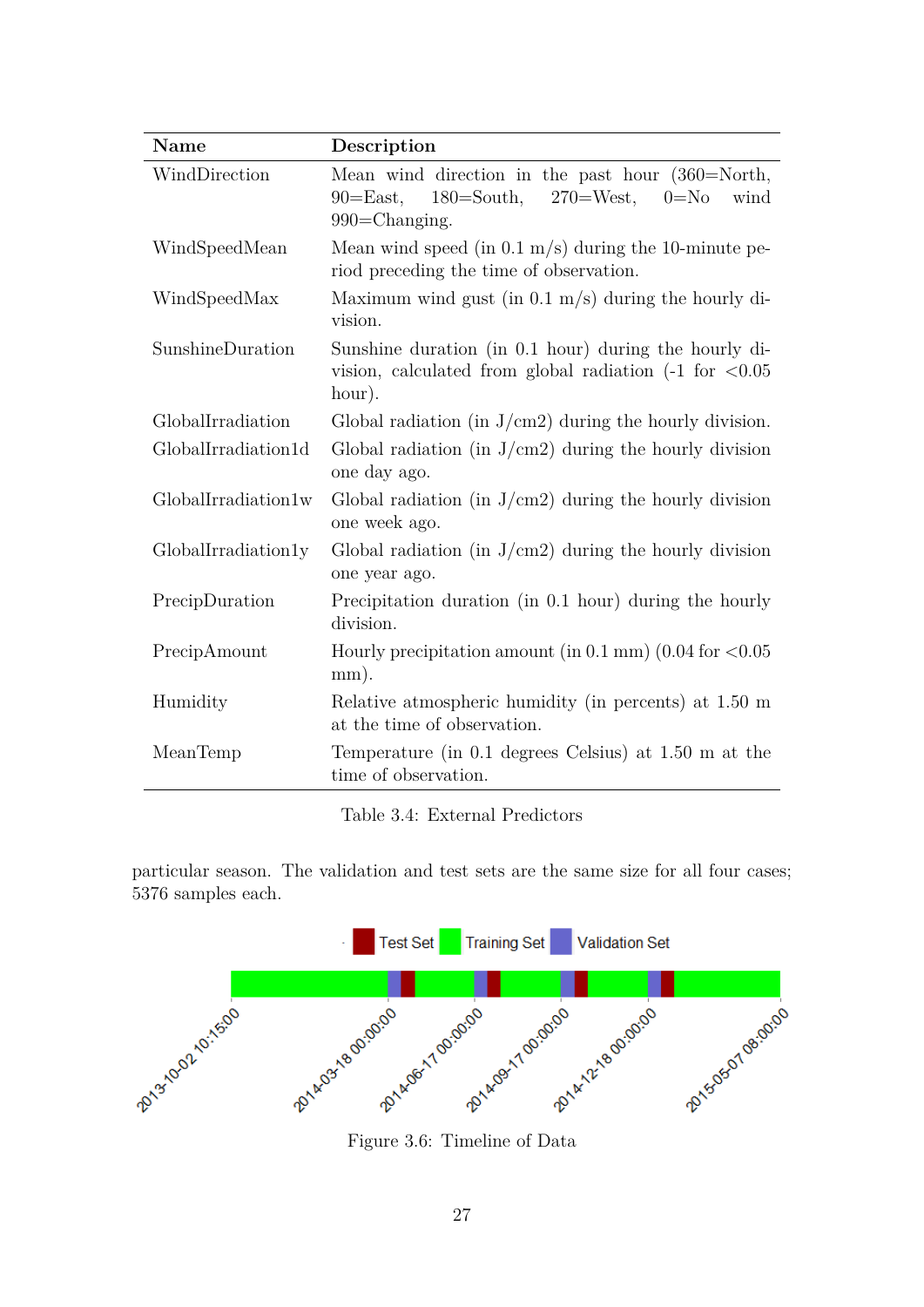| Name | Description |
|---|---|
| WindDirection | Mean wind direction in the past hour (360=North, 90=East, 180=South, 270=West, 0=No wind 990=Changing. |
| WindSpeedMean | Mean wind speed (in 0.1 m/s) during the 10-minute period preceding the time of observation. |
| WindSpeedMax | Maximum wind gust (in 0.1 m/s) during the hourly division. |
| SunshineDuration | Sunshine duration (in 0.1 hour) during the hourly division, calculated from global radiation (-1 for <0.05 hour). |
| GlobalIrradiation | Global radiation (in J/cm2) during the hourly division. |
| GlobalIrradiation1d | Global radiation (in J/cm2) during the hourly division one day ago. |
| GlobalIrradiation1w | Global radiation (in J/cm2) during the hourly division one week ago. |
| GlobalIrradiation1y | Global radiation (in J/cm2) during the hourly division one year ago. |
| PrecipDuration | Precipitation duration (in 0.1 hour) during the hourly division. |
| PrecipAmount | Hourly precipitation amount (in 0.1 mm) (0.04 for <0.05 mm). |
| Humidity | Relative atmospheric humidity (in percents) at 1.50 m at the time of observation. |
| MeanTemp | Temperature (in 0.1 degrees Celsius) at 1.50 m at the time of observation. |

Table 3.4: External Predictors

particular season. The validation and test sets are the same size for all four cases; 5376 samples each.

Figure 3.6: Timeline of Data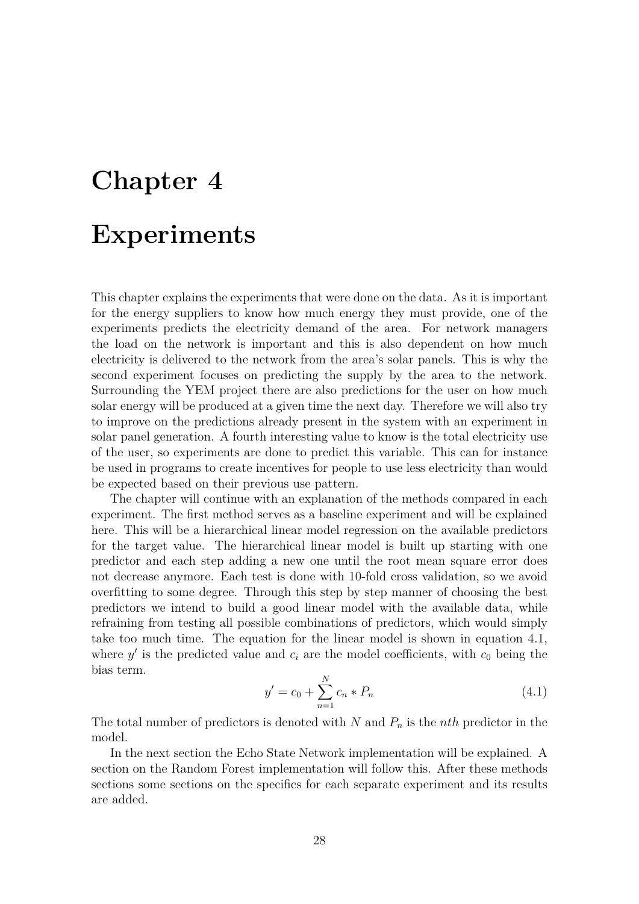# Chapter 4

# Experiments

This chapter explains the experiments that were done on the data. As it is important for the energy suppliers to know how much energy they must provide, one of the experiments predicts the electricity demand of the area. For network managers the load on the network is important and this is also dependent on how much electricity is delivered to the network from the area's solar panels. This is why the second experiment focuses on predicting the supply by the area to the network. Surrounding the YEM project there are also predictions for the user on how much solar energy will be produced at a given time the next day. Therefore we will also try to improve on the predictions already present in the system with an experiment in solar panel generation. A fourth interesting value to know is the total electricity use of the user, so experiments are done to predict this variable. This can for instance be used in programs to create incentives for people to use less electricity than would be expected based on their previous use pattern.

The chapter will continue with an explanation of the methods compared in each experiment. The first method serves as a baseline experiment and will be explained here. This will be a hierarchical linear model regression on the available predictors for the target value. The hierarchical linear model is built up starting with one predictor and each step adding a new one until the root mean square error does not decrease anymore. Each test is done with 10-fold cross validation, so we avoid overfitting to some degree. Through this step by step manner of choosing the best predictors we intend to build a good linear model with the available data, while refraining from testing all possible combinations of predictors, which would simply take too much time. The equation for the linear model is shown in equation 4.1, where $y'$ is the predicted value and $c_i$ are the model coefficients, with $c_0$ being the bias term.

$$y' = c_0 + \sum_{n=1}^{N} c_n * P_n \tag{4.1}$$

The total number of predictors is denoted with $N$ and $P_n$ is the $nth$ predictor in the model.

In the next section the Echo State Network implementation will be explained. A section on the Random Forest implementation will follow this. After these methods sections some sections on the specifics for each separate experiment and its results are added.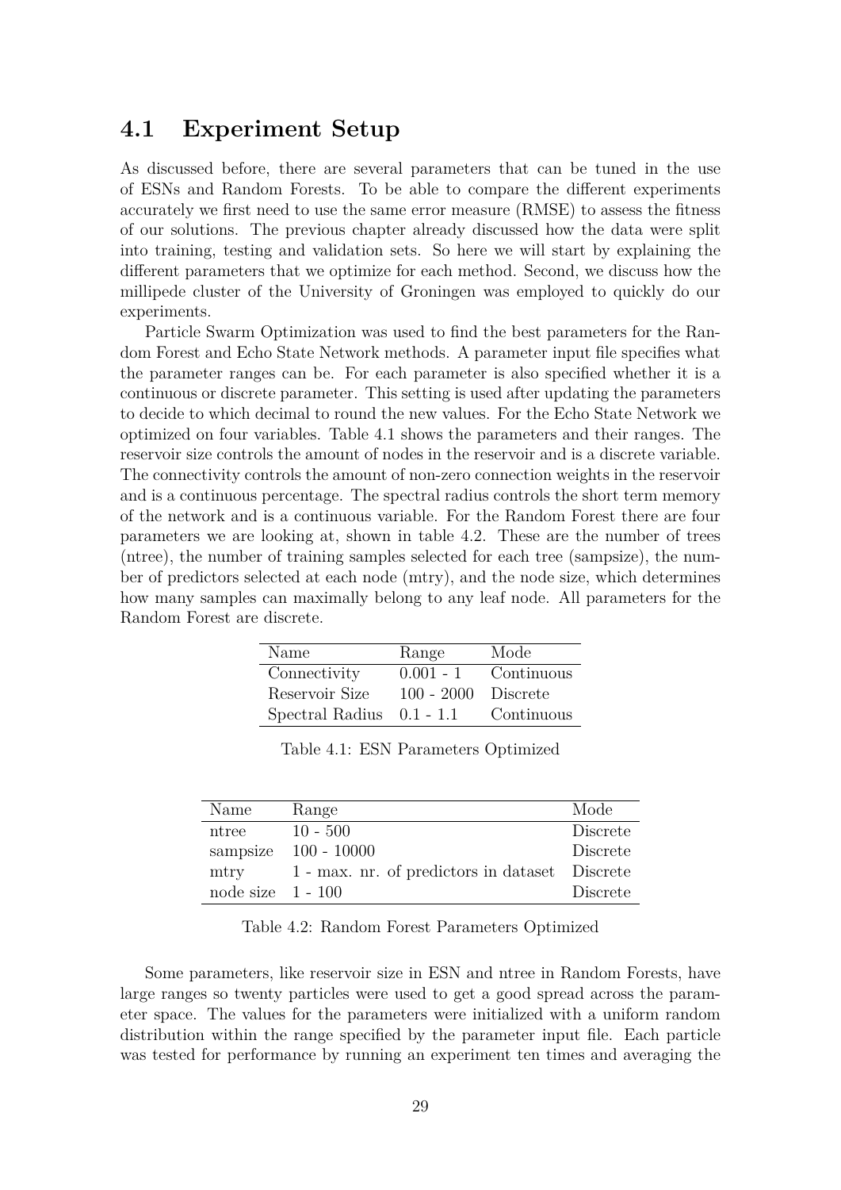## 4.1 Experiment Setup

As discussed before, there are several parameters that can be tuned in the use of ESNs and Random Forests. To be able to compare the different experiments accurately we first need to use the same error measure (RMSE) to assess the fitness of our solutions. The previous chapter already discussed how the data were split into training, testing and validation sets. So here we will start by explaining the different parameters that we optimize for each method. Second, we discuss how the millipede cluster of the University of Groningen was employed to quickly do our experiments.

Particle Swarm Optimization was used to find the best parameters for the Random Forest and Echo State Network methods. A parameter input file specifies what the parameter ranges can be. For each parameter is also specified whether it is a continuous or discrete parameter. This setting is used after updating the parameters to decide to which decimal to round the new values. For the Echo State Network we optimized on four variables. Table 4.1 shows the parameters and their ranges. The reservoir size controls the amount of nodes in the reservoir and is a discrete variable. The connectivity controls the amount of non-zero connection weights in the reservoir and is a continuous percentage. The spectral radius controls the short term memory of the network and is a continuous variable. For the Random Forest there are four parameters we are looking at, shown in table 4.2. These are the number of trees (ntree), the number of training samples selected for each tree (sampsize), the number of predictors selected at each node (mtry), and the node size, which determines how many samples can maximally belong to any leaf node. All parameters for the Random Forest are discrete.

| Name | Range | Mode |
|---|---|---|
| Connectivity | 0.001 - 1 | Continuous |
| Reservoir Size | 100 - 2000 | Discrete |
| Spectral Radius | 0.1 - 1.1 | Continuous |

Table 4.1: ESN Parameters Optimized

| Name | Range | Mode |
|---|---|---|
| ntree | 10 - 500 | Discrete |
| sampsize | 100 - 10000 | Discrete |
| mtry | 1 - max. nr. of predictors in dataset | Discrete |
| node size | 1 - 100 | Discrete |

Table 4.2: Random Forest Parameters Optimized

Some parameters, like reservoir size in ESN and ntree in Random Forests, have large ranges so twenty particles were used to get a good spread across the parameter space. The values for the parameters were initialized with a uniform random distribution within the range specified by the parameter input file. Each particle was tested for performance by running an experiment ten times and averaging the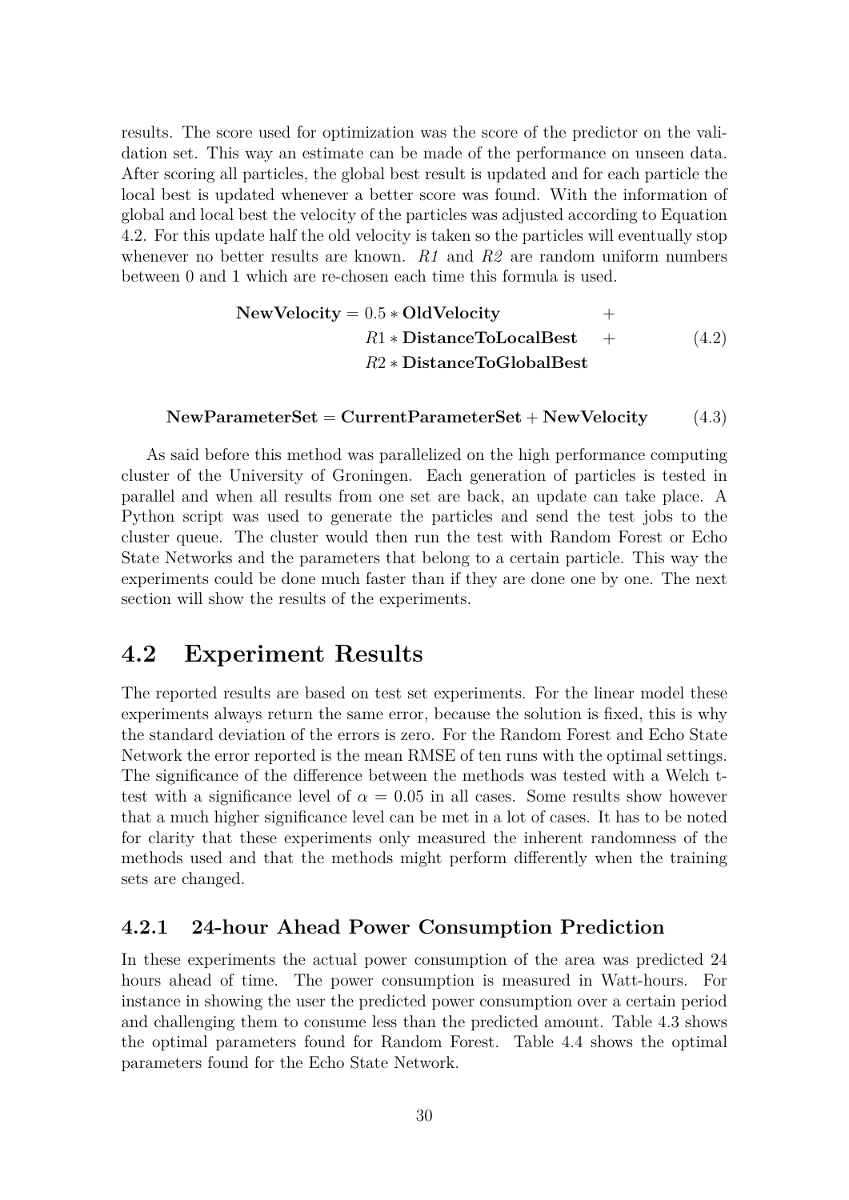results. The score used for optimization was the score of the predictor on the validation set. This way an estimate can be made of the performance on unseen data. After scoring all particles, the global best result is updated and for each particle the local best is updated whenever a better score was found. With the information of global and local best the velocity of the particles was adjusted according to Equation 4.2. For this update half the old velocity is taken so the particles will eventually stop whenever no better results are known. *R1* and *R2* are random uniform numbers between 0 and 1 which are re-chosen each time this formula is used.

$$\begin{aligned}\textbf{NewVelocity} = \; & 0.5 * \textbf{OldVelocity} & + \\ & R1 * \textbf{DistanceToLocalBest} & + \\ & R2 * \textbf{DistanceToGlobalBest} &\end{aligned} \tag{4.2}$$

$$\textbf{NewParameterSet} = \textbf{CurrentParameterSet} + \textbf{NewVelocity} \tag{4.3}$$

As said before this method was parallelized on the high performance computing cluster of the University of Groningen. Each generation of particles is tested in parallel and when all results from one set are back, an update can take place. A Python script was used to generate the particles and send the test jobs to the cluster queue. The cluster would then run the test with Random Forest or Echo State Networks and the parameters that belong to a certain particle. This way the experiments could be done much faster than if they are done one by one. The next section will show the results of the experiments.

## 4.2 Experiment Results

The reported results are based on test set experiments. For the linear model these experiments always return the same error, because the solution is fixed, this is why the standard deviation of the errors is zero. For the Random Forest and Echo State Network the error reported is the mean RMSE of ten runs with the optimal settings. The significance of the difference between the methods was tested with a Welch t-test with a significance level of $\alpha = 0.05$ in all cases. Some results show however that a much higher significance level can be met in a lot of cases. It has to be noted for clarity that these experiments only measured the inherent randomness of the methods used and that the methods might perform differently when the training sets are changed.

### 4.2.1 24-hour Ahead Power Consumption Prediction

In these experiments the actual power consumption of the area was predicted 24 hours ahead of time. The power consumption is measured in Watt-hours. For instance in showing the user the predicted power consumption over a certain period and challenging them to consume less than the predicted amount. Table 4.3 shows the optimal parameters found for Random Forest. Table 4.4 shows the optimal parameters found for the Echo State Network.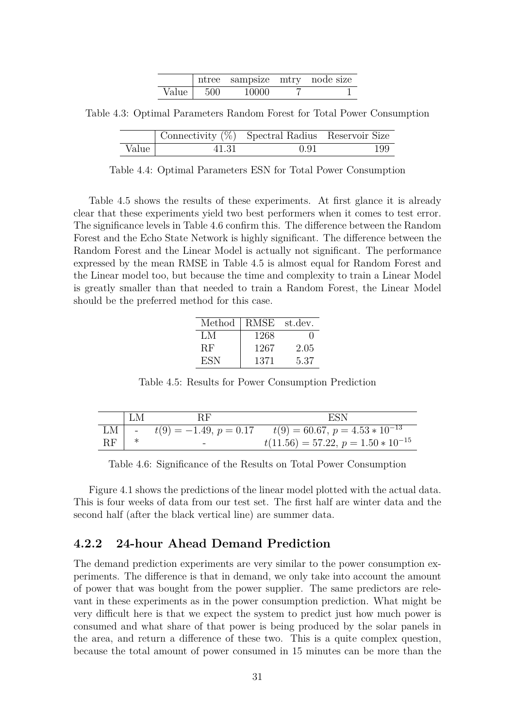| | ntree | sampsize | mtry | node size |
|---|---|---|---|---|
| Value | 500 | 10000 | 7 | 1 |

Table 4.3: Optimal Parameters Random Forest for Total Power Consumption

| | Connectivity (%) | Spectral Radius | Reservoir Size |
|---|---|---|---|
| Value | 41.31 | 0.91 | 199 |

Table 4.4: Optimal Parameters ESN for Total Power Consumption

Table 4.5 shows the results of these experiments. At first glance it is already clear that these experiments yield two best performers when it comes to test error. The significance levels in Table 4.6 confirm this. The difference between the Random Forest and the Echo State Network is highly significant. The difference between the Random Forest and the Linear Model is actually not significant. The performance expressed by the mean RMSE in Table 4.5 is almost equal for Random Forest and the Linear model too, but because the time and complexity to train a Linear Model is greatly smaller than that needed to train a Random Forest, the Linear Model should be the preferred method for this case.

| Method | RMSE | st.dev. |
|---|---|---|
| LM | 1268 | 0 |
| RF | 1267 | 2.05 |
| ESN | 1371 | 5.37 |

Table 4.5: Results for Power Consumption Prediction

| | LM | RF | ESN |
|---|---|---|---|
| LM | - | $t(9) = -1.49$, $p = 0.17$ | $t(9) = 60.67$, $p = 4.53 * 10^{-13}$ |
| RF | * | - | $t(11.56) = 57.22$, $p = 1.50 * 10^{-15}$ |

Table 4.6: Significance of the Results on Total Power Consumption

Figure 4.1 shows the predictions of the linear model plotted with the actual data. This is four weeks of data from our test set. The first half are winter data and the second half (after the black vertical line) are summer data.

### 4.2.2 24-hour Ahead Demand Prediction

The demand prediction experiments are very similar to the power consumption experiments. The difference is that in demand, we only take into account the amount of power that was bought from the power supplier. The same predictors are relevant in these experiments as in the power consumption prediction. What might be very difficult here is that we expect the system to predict just how much power is consumed and what share of that power is being produced by the solar panels in the area, and return a difference of these two. This is a quite complex question, because the total amount of power consumed in 15 minutes can be more than the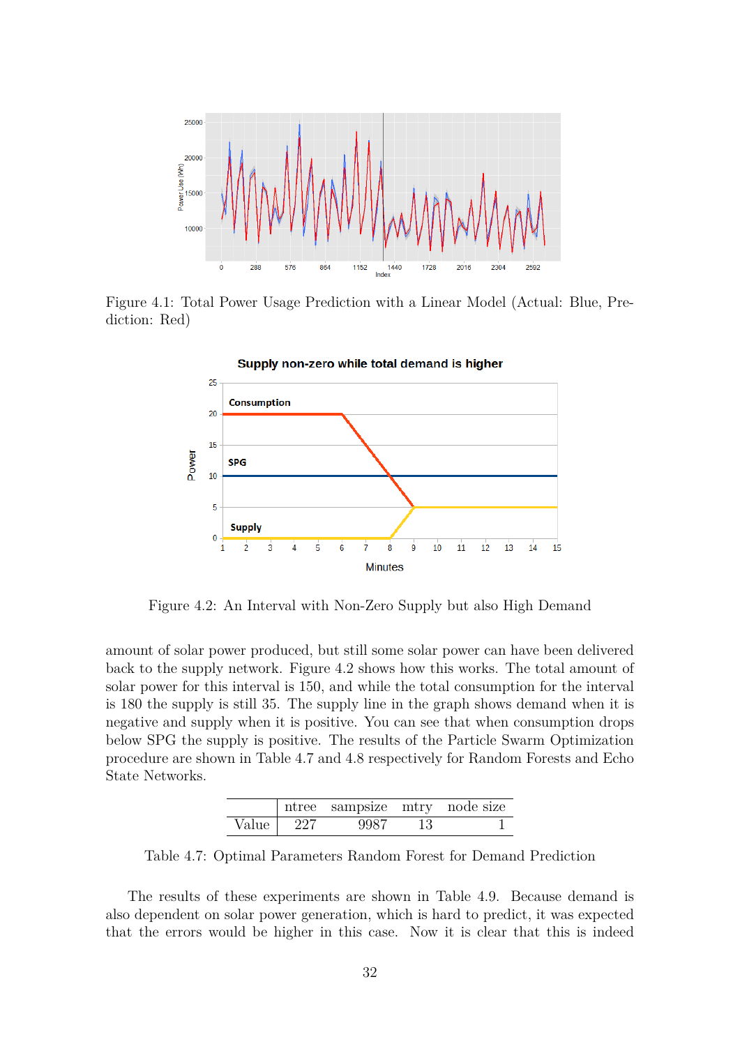Figure 4.1: Total Power Usage Prediction with a Linear Model (Actual: Blue, Prediction: Red)

Figure 4.2: An Interval with Non-Zero Supply but also High Demand

amount of solar power produced, but still some solar power can have been delivered back to the supply network. Figure 4.2 shows how this works. The total amount of solar power for this interval is 150, and while the total consumption for the interval is 180 the supply is still 35. The supply line in the graph shows demand when it is negative and supply when it is positive. You can see that when consumption drops below SPG the supply is positive. The results of the Particle Swarm Optimization procedure are shown in Table 4.7 and 4.8 respectively for Random Forests and Echo State Networks.

|  | ntree | sampsize | mtry | node size |
|---|---|---|---|---|
| Value | 227 | 9987 | 13 | 1 |

Table 4.7: Optimal Parameters Random Forest for Demand Prediction

The results of these experiments are shown in Table 4.9. Because demand is also dependent on solar power generation, which is hard to predict, it was expected that the errors would be higher in this case. Now it is clear that this is indeed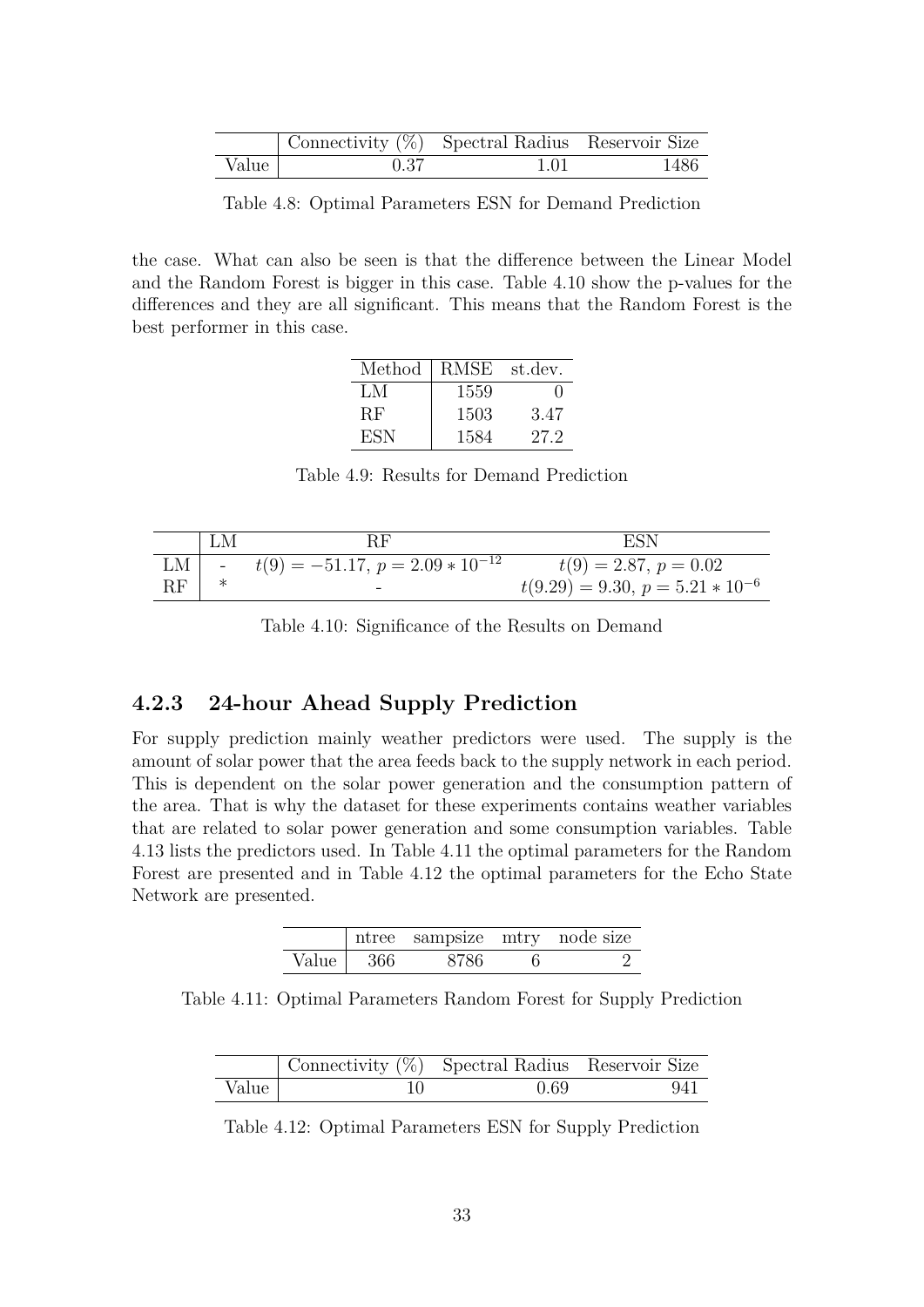|  | Connectivity (%) | Spectral Radius | Reservoir Size |
|---|---|---|---|
| Value | 0.37 | 1.01 | 1486 |

Table 4.8: Optimal Parameters ESN for Demand Prediction

the case. What can also be seen is that the difference between the Linear Model and the Random Forest is bigger in this case. Table 4.10 show the p-values for the differences and they are all significant. This means that the Random Forest is the best performer in this case.

| Method | RMSE | st.dev. |
|---|---|---|
| LM | 1559 | 0 |
| RF | 1503 | 3.47 |
| ESN | 1584 | 27.2 |

Table 4.9: Results for Demand Prediction

|  | LM | RF | ESN |
|---|---|---|---|
| LM | - | $t(9) = -51.17$, $p = 2.09 * 10^{-12}$ | $t(9) = 2.87$, $p = 0.02$ |
| RF | * | - | $t(9.29) = 9.30$, $p = 5.21 * 10^{-6}$ |

Table 4.10: Significance of the Results on Demand

### 4.2.3 24-hour Ahead Supply Prediction

For supply prediction mainly weather predictors were used. The supply is the amount of solar power that the area feeds back to the supply network in each period. This is dependent on the solar power generation and the consumption pattern of the area. That is why the dataset for these experiments contains weather variables that are related to solar power generation and some consumption variables. Table 4.13 lists the predictors used. In Table 4.11 the optimal parameters for the Random Forest are presented and in Table 4.12 the optimal parameters for the Echo State Network are presented.

|  | ntree | sampsize | mtry | node size |
|---|---|---|---|---|
| Value | 366 | 8786 | 6 | 2 |

Table 4.11: Optimal Parameters Random Forest for Supply Prediction

|  | Connectivity (%) | Spectral Radius | Reservoir Size |
|---|---|---|---|
| Value | 10 | 0.69 | 941 |

Table 4.12: Optimal Parameters ESN for Supply Prediction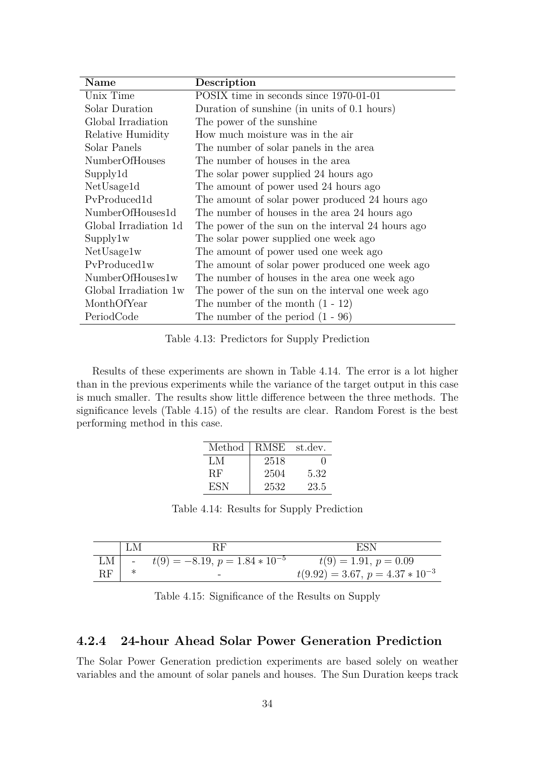| Name | Description |
|---|---|
| Unix Time | POSIX time in seconds since 1970-01-01 |
| Solar Duration | Duration of sunshine (in units of 0.1 hours) |
| Global Irradiation | The power of the sunshine |
| Relative Humidity | How much moisture was in the air |
| Solar Panels | The number of solar panels in the area |
| NumberOfHouses | The number of houses in the area |
| Supply1d | The solar power supplied 24 hours ago |
| NetUsage1d | The amount of power used 24 hours ago |
| PvProduced1d | The amount of solar power produced 24 hours ago |
| NumberOfHouses1d | The number of houses in the area 24 hours ago |
| Global Irradiation 1d | The power of the sun on the interval 24 hours ago |
| Supply1w | The solar power supplied one week ago |
| NetUsage1w | The amount of power used one week ago |
| PvProduced1w | The amount of solar power produced one week ago |
| NumberOfHouses1w | The number of houses in the area one week ago |
| Global Irradiation 1w | The power of the sun on the interval one week ago |
| MonthOfYear | The number of the month (1 - 12) |
| PeriodCode | The number of the period (1 - 96) |

Table 4.13: Predictors for Supply Prediction

Results of these experiments are shown in Table 4.14. The error is a lot higher than in the previous experiments while the variance of the target output in this case is much smaller. The results show little difference between the three methods. The significance levels (Table 4.15) of the results are clear. Random Forest is the best performing method in this case.

| Method | RMSE | st.dev. |
|---|---|---|
| LM | 2518 | 0 |
| RF | 2504 | 5.32 |
| ESN | 2532 | 23.5 |

Table 4.14: Results for Supply Prediction

| | LM | RF | ESN |
|---|---|---|---|
| LM | - | $t(9) = -8.19$, $p = 1.84 * 10^{-5}$ | $t(9) = 1.91$, $p = 0.09$ |
| RF | * | - | $t(9.92) = 3.67$, $p = 4.37 * 10^{-3}$ |

Table 4.15: Significance of the Results on Supply

### 4.2.4 24-hour Ahead Solar Power Generation Prediction

The Solar Power Generation prediction experiments are based solely on weather variables and the amount of solar panels and houses. The Sun Duration keeps track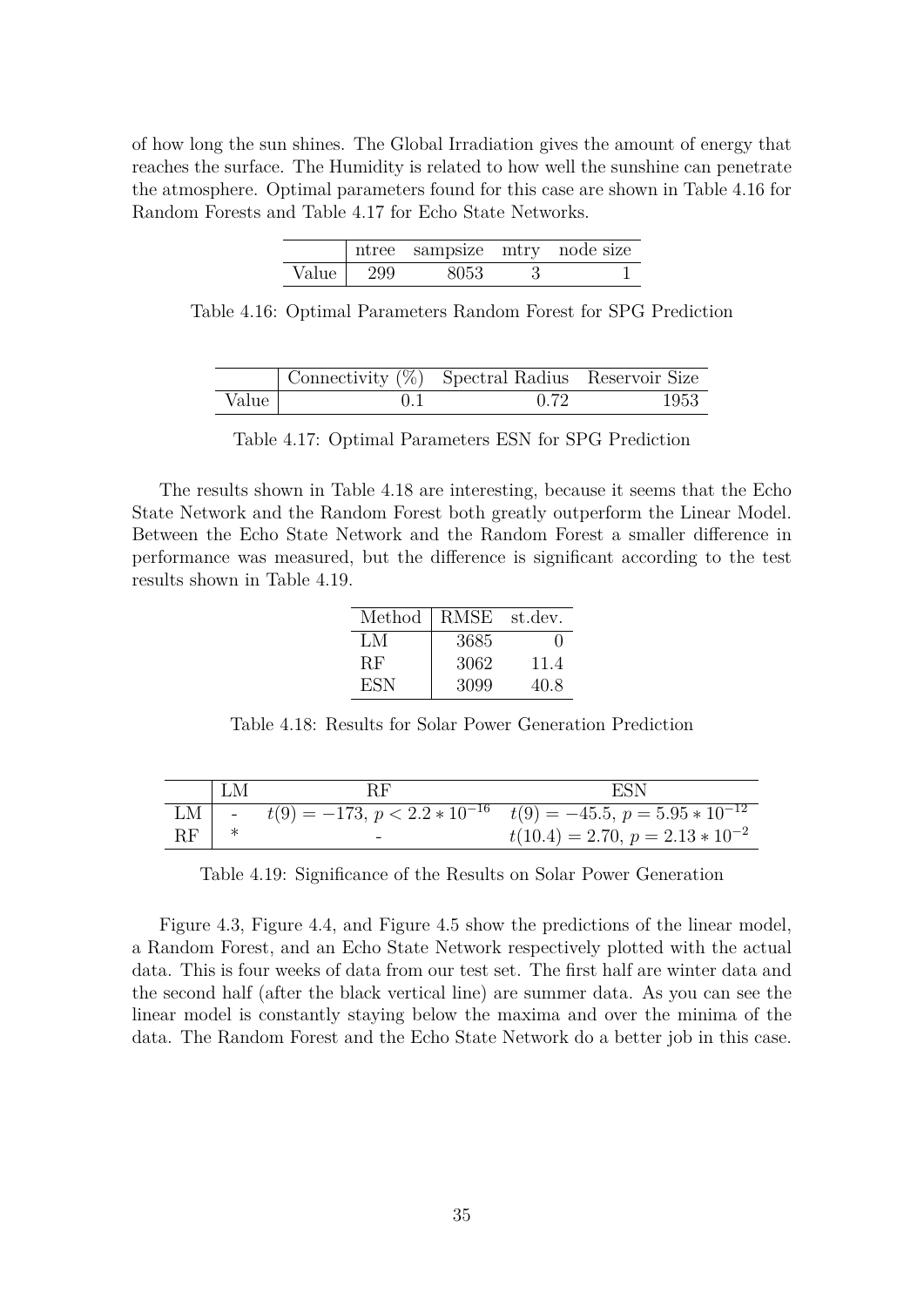of how long the sun shines. The Global Irradiation gives the amount of energy that reaches the surface. The Humidity is related to how well the sunshine can penetrate the atmosphere. Optimal parameters found for this case are shown in Table 4.16 for Random Forests and Table 4.17 for Echo State Networks.

| | ntree | sampsize | mtry | node size |
|---|---|---|---|---|
| Value | 299 | 8053 | 3 | 1 |

Table 4.16: Optimal Parameters Random Forest for SPG Prediction

| | Connectivity (%) | Spectral Radius | Reservoir Size |
|---|---|---|---|
| Value | 0.1 | 0.72 | 1953 |

Table 4.17: Optimal Parameters ESN for SPG Prediction

The results shown in Table 4.18 are interesting, because it seems that the Echo State Network and the Random Forest both greatly outperform the Linear Model. Between the Echo State Network and the Random Forest a smaller difference in performance was measured, but the difference is significant according to the test results shown in Table 4.19.

| Method | RMSE | st.dev. |
|---|---|---|
| LM | 3685 | 0 |
| RF | 3062 | 11.4 |
| ESN | 3099 | 40.8 |

Table 4.18: Results for Solar Power Generation Prediction

| | LM | RF | ESN |
|---|---|---|---|
| LM | - | $t(9) = -173$, $p < 2.2 * 10^{-16}$ | $t(9) = -45.5$, $p = 5.95 * 10^{-12}$ |
| RF | * | - | $t(10.4) = 2.70$, $p = 2.13 * 10^{-2}$ |

Table 4.19: Significance of the Results on Solar Power Generation

Figure 4.3, Figure 4.4, and Figure 4.5 show the predictions of the linear model, a Random Forest, and an Echo State Network respectively plotted with the actual data. This is four weeks of data from our test set. The first half are winter data and the second half (after the black vertical line) are summer data. As you can see the linear model is constantly staying below the maxima and over the minima of the data. The Random Forest and the Echo State Network do a better job in this case.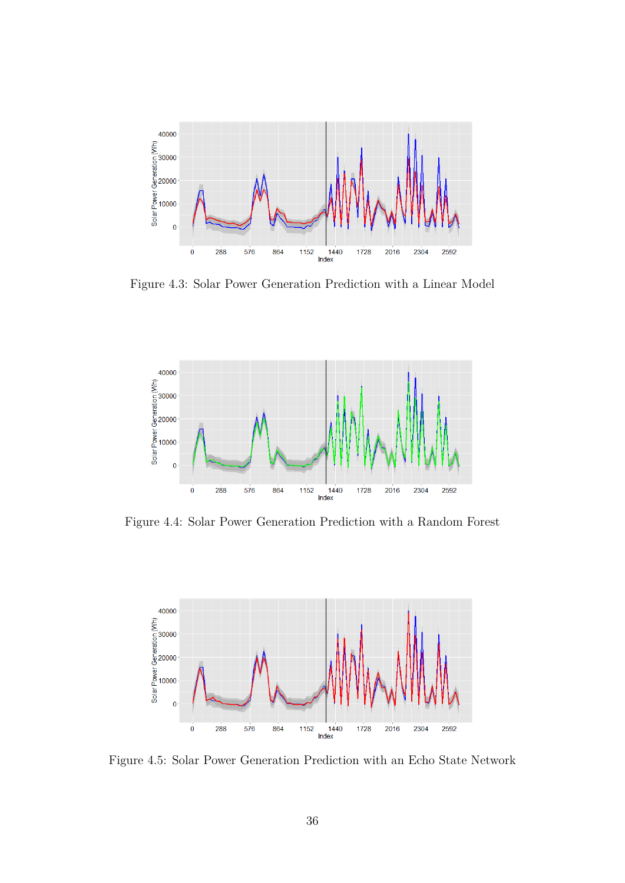Figure 4.3: Solar Power Generation Prediction with a Linear Model

Figure 4.4: Solar Power Generation Prediction with a Random Forest

Figure 4.5: Solar Power Generation Prediction with an Echo State Network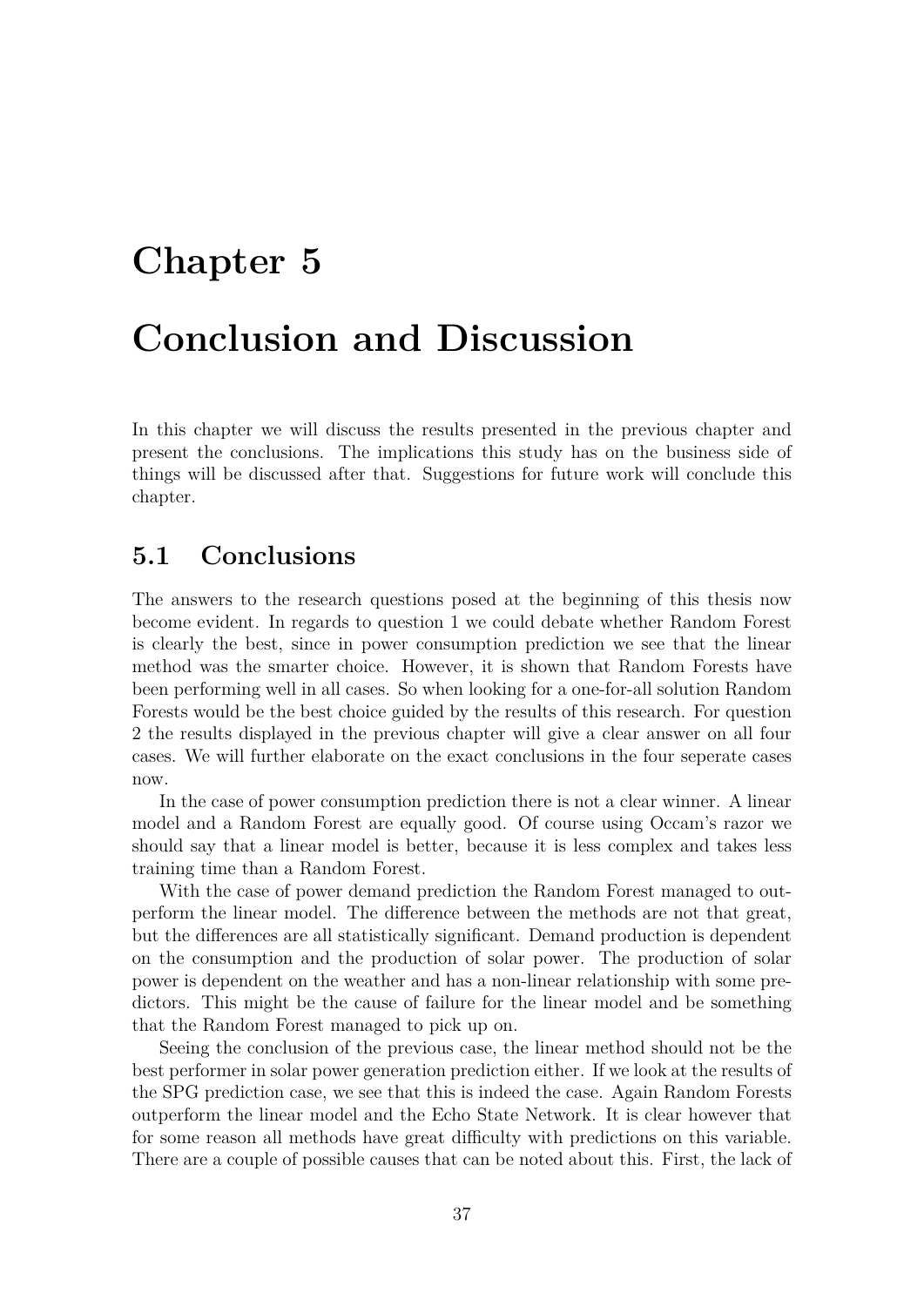# Chapter 5

# Conclusion and Discussion

In this chapter we will discuss the results presented in the previous chapter and present the conclusions. The implications this study has on the business side of things will be discussed after that. Suggestions for future work will conclude this chapter.

## 5.1 Conclusions

The answers to the research questions posed at the beginning of this thesis now become evident. In regards to question 1 we could debate whether Random Forest is clearly the best, since in power consumption prediction we see that the linear method was the smarter choice. However, it is shown that Random Forests have been performing well in all cases. So when looking for a one-for-all solution Random Forests would be the best choice guided by the results of this research. For question 2 the results displayed in the previous chapter will give a clear answer on all four cases. We will further elaborate on the exact conclusions in the four seperate cases now.

In the case of power consumption prediction there is not a clear winner. A linear model and a Random Forest are equally good. Of course using Occam's razor we should say that a linear model is better, because it is less complex and takes less training time than a Random Forest.

With the case of power demand prediction the Random Forest managed to outperform the linear model. The difference between the methods are not that great, but the differences are all statistically significant. Demand production is dependent on the consumption and the production of solar power. The production of solar power is dependent on the weather and has a non-linear relationship with some predictors. This might be the cause of failure for the linear model and be something that the Random Forest managed to pick up on.

Seeing the conclusion of the previous case, the linear method should not be the best performer in solar power generation prediction either. If we look at the results of the SPG prediction case, we see that this is indeed the case. Again Random Forests outperform the linear model and the Echo State Network. It is clear however that for some reason all methods have great difficulty with predictions on this variable. There are a couple of possible causes that can be noted about this. First, the lack of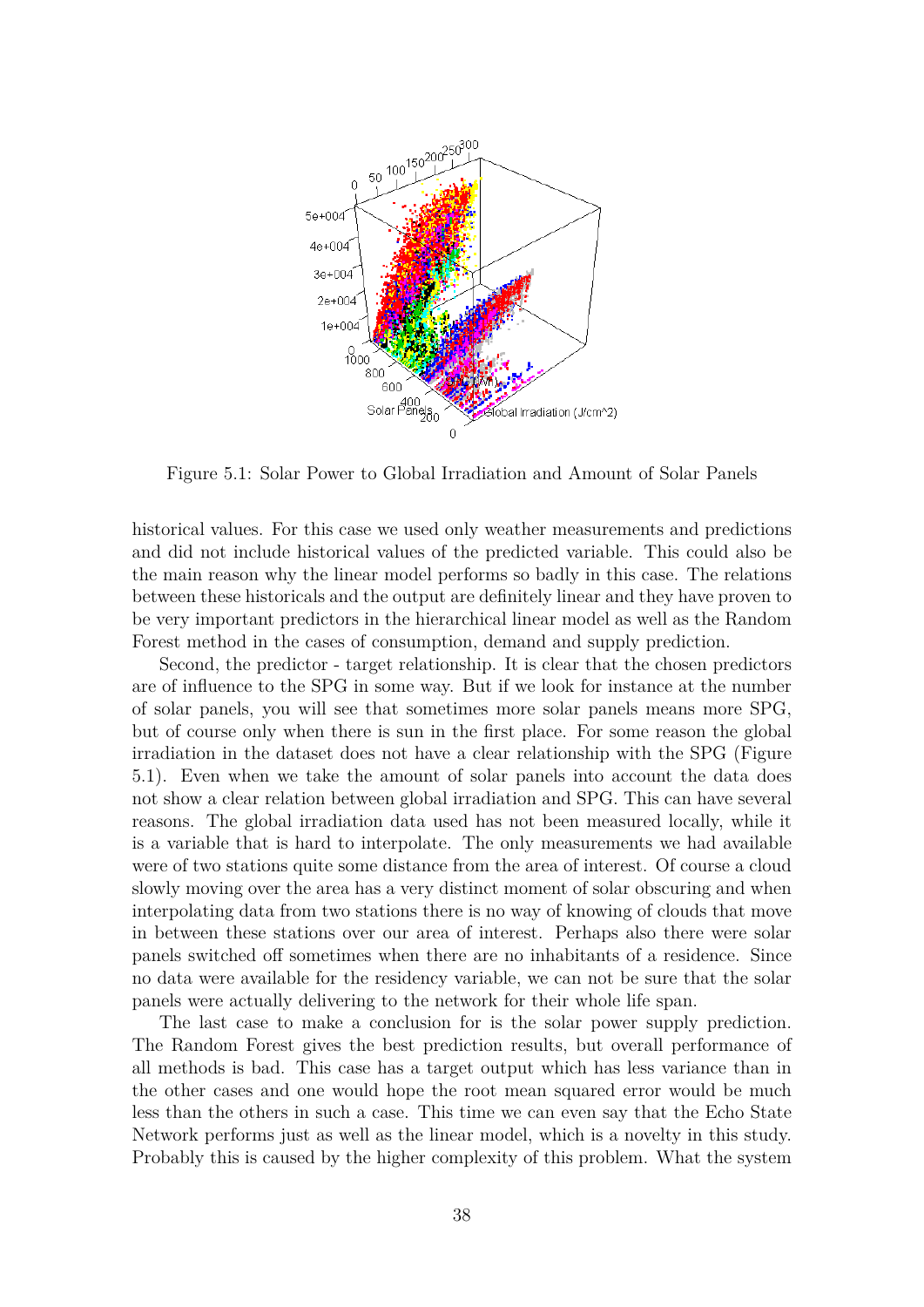Figure 5.1: Solar Power to Global Irradiation and Amount of Solar Panels

historical values. For this case we used only weather measurements and predictions and did not include historical values of the predicted variable. This could also be the main reason why the linear model performs so badly in this case. The relations between these historicals and the output are definitely linear and they have proven to be very important predictors in the hierarchical linear model as well as the Random Forest method in the cases of consumption, demand and supply prediction.

Second, the predictor - target relationship. It is clear that the chosen predictors are of influence to the SPG in some way. But if we look for instance at the number of solar panels, you will see that sometimes more solar panels means more SPG, but of course only when there is sun in the first place. For some reason the global irradiation in the dataset does not have a clear relationship with the SPG (Figure 5.1). Even when we take the amount of solar panels into account the data does not show a clear relation between global irradiation and SPG. This can have several reasons. The global irradiation data used has not been measured locally, while it is a variable that is hard to interpolate. The only measurements we had available were of two stations quite some distance from the area of interest. Of course a cloud slowly moving over the area has a very distinct moment of solar obscuring and when interpolating data from two stations there is no way of knowing of clouds that move in between these stations over our area of interest. Perhaps also there were solar panels switched off sometimes when there are no inhabitants of a residence. Since no data were available for the residency variable, we can not be sure that the solar panels were actually delivering to the network for their whole life span.

The last case to make a conclusion for is the solar power supply prediction. The Random Forest gives the best prediction results, but overall performance of all methods is bad. This case has a target output which has less variance than in the other cases and one would hope the root mean squared error would be much less than the others in such a case. This time we can even say that the Echo State Network performs just as well as the linear model, which is a novelty in this study. Probably this is caused by the higher complexity of this problem. What the system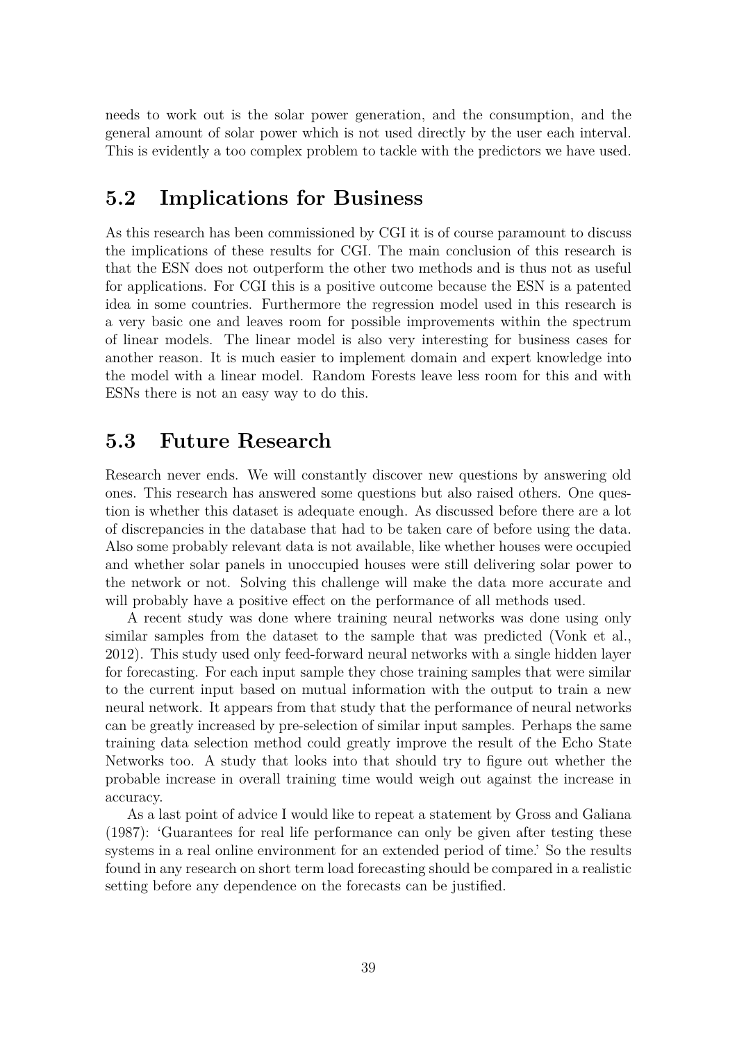needs to work out is the solar power generation, and the consumption, and the general amount of solar power which is not used directly by the user each interval. This is evidently a too complex problem to tackle with the predictors we have used.

## 5.2 Implications for Business

As this research has been commissioned by CGI it is of course paramount to discuss the implications of these results for CGI. The main conclusion of this research is that the ESN does not outperform the other two methods and is thus not as useful for applications. For CGI this is a positive outcome because the ESN is a patented idea in some countries. Furthermore the regression model used in this research is a very basic one and leaves room for possible improvements within the spectrum of linear models. The linear model is also very interesting for business cases for another reason. It is much easier to implement domain and expert knowledge into the model with a linear model. Random Forests leave less room for this and with ESNs there is not an easy way to do this.

## 5.3 Future Research

Research never ends. We will constantly discover new questions by answering old ones. This research has answered some questions but also raised others. One question is whether this dataset is adequate enough. As discussed before there are a lot of discrepancies in the database that had to be taken care of before using the data. Also some probably relevant data is not available, like whether houses were occupied and whether solar panels in unoccupied houses were still delivering solar power to the network or not. Solving this challenge will make the data more accurate and will probably have a positive effect on the performance of all methods used.

A recent study was done where training neural networks was done using only similar samples from the dataset to the sample that was predicted (Vonk et al., 2012). This study used only feed-forward neural networks with a single hidden layer for forecasting. For each input sample they chose training samples that were similar to the current input based on mutual information with the output to train a new neural network. It appears from that study that the performance of neural networks can be greatly increased by pre-selection of similar input samples. Perhaps the same training data selection method could greatly improve the result of the Echo State Networks too. A study that looks into that should try to figure out whether the probable increase in overall training time would weigh out against the increase in accuracy.

As a last point of advice I would like to repeat a statement by Gross and Galiana (1987): 'Guarantees for real life performance can only be given after testing these systems in a real online environment for an extended period of time.' So the results found in any research on short term load forecasting should be compared in a realistic setting before any dependence on the forecasts can be justified.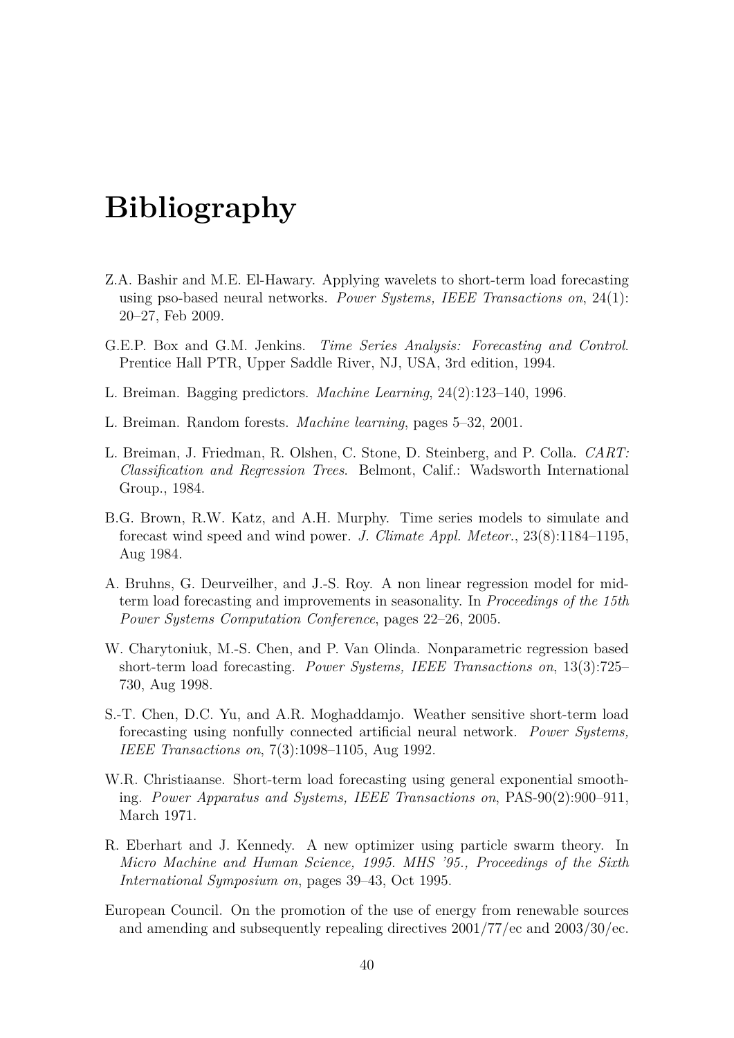# Bibliography

Z.A. Bashir and M.E. El-Hawary. Applying wavelets to short-term load forecasting using pso-based neural networks. *Power Systems, IEEE Transactions on*, 24(1): 20–27, Feb 2009.

G.E.P. Box and G.M. Jenkins. *Time Series Analysis: Forecasting and Control*. Prentice Hall PTR, Upper Saddle River, NJ, USA, 3rd edition, 1994.

L. Breiman. Bagging predictors. *Machine Learning*, 24(2):123–140, 1996.

L. Breiman. Random forests. *Machine learning*, pages 5–32, 2001.

L. Breiman, J. Friedman, R. Olshen, C. Stone, D. Steinberg, and P. Colla. *CART: Classification and Regression Trees*. Belmont, Calif.: Wadsworth International Group., 1984.

B.G. Brown, R.W. Katz, and A.H. Murphy. Time series models to simulate and forecast wind speed and wind power. *J. Climate Appl. Meteor.*, 23(8):1184–1195, Aug 1984.

A. Bruhns, G. Deurveilher, and J.-S. Roy. A non linear regression model for mid-term load forecasting and improvements in seasonality. In *Proceedings of the 15th Power Systems Computation Conference*, pages 22–26, 2005.

W. Charytoniuk, M.-S. Chen, and P. Van Olinda. Nonparametric regression based short-term load forecasting. *Power Systems, IEEE Transactions on*, 13(3):725–730, Aug 1998.

S.-T. Chen, D.C. Yu, and A.R. Moghaddamjo. Weather sensitive short-term load forecasting using nonfully connected artificial neural network. *Power Systems, IEEE Transactions on*, 7(3):1098–1105, Aug 1992.

W.R. Christiaanse. Short-term load forecasting using general exponential smoothing. *Power Apparatus and Systems, IEEE Transactions on*, PAS-90(2):900–911, March 1971.

R. Eberhart and J. Kennedy. A new optimizer using particle swarm theory. In *Micro Machine and Human Science, 1995. MHS '95., Proceedings of the Sixth International Symposium on*, pages 39–43, Oct 1995.

European Council. On the promotion of the use of energy from renewable sources and amending and subsequently repealing directives 2001/77/ec and 2003/30/ec.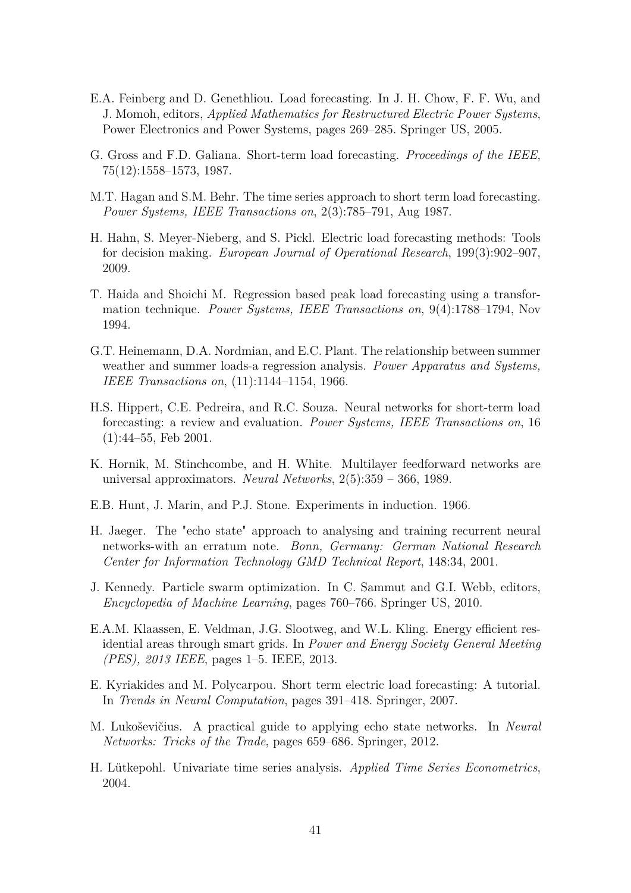E.A. Feinberg and D. Genethliou. Load forecasting. In J. H. Chow, F. F. Wu, and J. Momoh, editors, *Applied Mathematics for Restructured Electric Power Systems*, Power Electronics and Power Systems, pages 269–285. Springer US, 2005.

G. Gross and F.D. Galiana. Short-term load forecasting. *Proceedings of the IEEE*, 75(12):1558–1573, 1987.

M.T. Hagan and S.M. Behr. The time series approach to short term load forecasting. *Power Systems, IEEE Transactions on*, 2(3):785–791, Aug 1987.

H. Hahn, S. Meyer-Nieberg, and S. Pickl. Electric load forecasting methods: Tools for decision making. *European Journal of Operational Research*, 199(3):902–907, 2009.

T. Haida and Shoichi M. Regression based peak load forecasting using a transformation technique. *Power Systems, IEEE Transactions on*, 9(4):1788–1794, Nov 1994.

G.T. Heinemann, D.A. Nordmian, and E.C. Plant. The relationship between summer weather and summer loads-a regression analysis. *Power Apparatus and Systems, IEEE Transactions on*, (11):1144–1154, 1966.

H.S. Hippert, C.E. Pedreira, and R.C. Souza. Neural networks for short-term load forecasting: a review and evaluation. *Power Systems, IEEE Transactions on*, 16 (1):44–55, Feb 2001.

K. Hornik, M. Stinchcombe, and H. White. Multilayer feedforward networks are universal approximators. *Neural Networks*, 2(5):359 – 366, 1989.

E.B. Hunt, J. Marin, and P.J. Stone. Experiments in induction. 1966.

H. Jaeger. The "echo state" approach to analysing and training recurrent neural networks-with an erratum note. *Bonn, Germany: German National Research Center for Information Technology GMD Technical Report*, 148:34, 2001.

J. Kennedy. Particle swarm optimization. In C. Sammut and G.I. Webb, editors, *Encyclopedia of Machine Learning*, pages 760–766. Springer US, 2010.

E.A.M. Klaassen, E. Veldman, J.G. Slootweg, and W.L. Kling. Energy efficient residential areas through smart grids. In *Power and Energy Society General Meeting (PES), 2013 IEEE*, pages 1–5. IEEE, 2013.

E. Kyriakides and M. Polycarpou. Short term electric load forecasting: A tutorial. In *Trends in Neural Computation*, pages 391–418. Springer, 2007.

M. Lukoševičius. A practical guide to applying echo state networks. In *Neural Networks: Tricks of the Trade*, pages 659–686. Springer, 2012.

H. Lütkepohl. Univariate time series analysis. *Applied Time Series Econometrics*, 2004.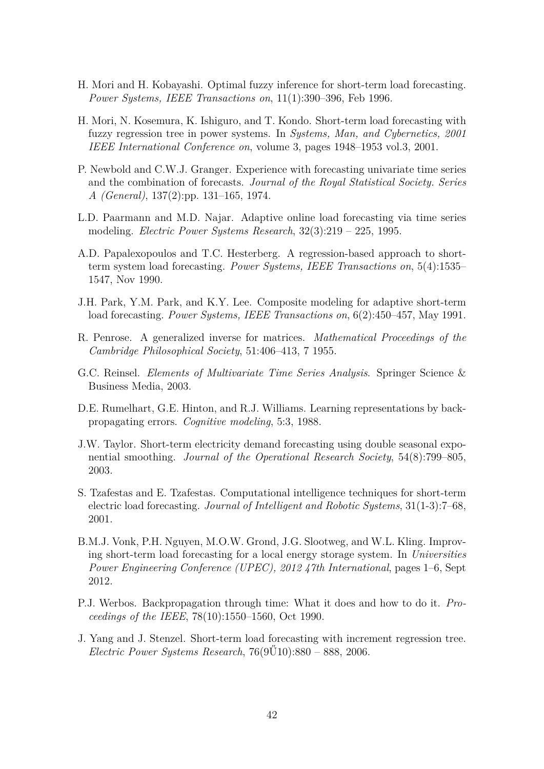H. Mori and H. Kobayashi. Optimal fuzzy inference for short-term load forecasting. *Power Systems, IEEE Transactions on*, 11(1):390–396, Feb 1996.

H. Mori, N. Kosemura, K. Ishiguro, and T. Kondo. Short-term load forecasting with fuzzy regression tree in power systems. In *Systems, Man, and Cybernetics, 2001 IEEE International Conference on*, volume 3, pages 1948–1953 vol.3, 2001.

P. Newbold and C.W.J. Granger. Experience with forecasting univariate time series and the combination of forecasts. *Journal of the Royal Statistical Society. Series A (General)*, 137(2):pp. 131–165, 1974.

L.D. Paarmann and M.D. Najar. Adaptive online load forecasting via time series modeling. *Electric Power Systems Research*, 32(3):219 – 225, 1995.

A.D. Papalexopoulos and T.C. Hesterberg. A regression-based approach to short-term system load forecasting. *Power Systems, IEEE Transactions on*, 5(4):1535–1547, Nov 1990.

J.H. Park, Y.M. Park, and K.Y. Lee. Composite modeling for adaptive short-term load forecasting. *Power Systems, IEEE Transactions on*, 6(2):450–457, May 1991.

R. Penrose. A generalized inverse for matrices. *Mathematical Proceedings of the Cambridge Philosophical Society*, 51:406–413, 7 1955.

G.C. Reinsel. *Elements of Multivariate Time Series Analysis*. Springer Science & Business Media, 2003.

D.E. Rumelhart, G.E. Hinton, and R.J. Williams. Learning representations by back-propagating errors. *Cognitive modeling*, 5:3, 1988.

J.W. Taylor. Short-term electricity demand forecasting using double seasonal exponential smoothing. *Journal of the Operational Research Society*, 54(8):799–805, 2003.

S. Tzafestas and E. Tzafestas. Computational intelligence techniques for short-term electric load forecasting. *Journal of Intelligent and Robotic Systems*, 31(1-3):7–68, 2001.

B.M.J. Vonk, P.H. Nguyen, M.O.W. Grond, J.G. Slootweg, and W.L. Kling. Improving short-term load forecasting for a local energy storage system. In *Universities Power Engineering Conference (UPEC), 2012 47th International*, pages 1–6, Sept 2012.

P.J. Werbos. Backpropagation through time: What it does and how to do it. *Proceedings of the IEEE*, 78(10):1550–1560, Oct 1990.

J. Yang and J. Stenzel. Short-term load forecasting with increment regression tree. *Electric Power Systems Research*, 76(9Ű10):880 – 888, 2006.